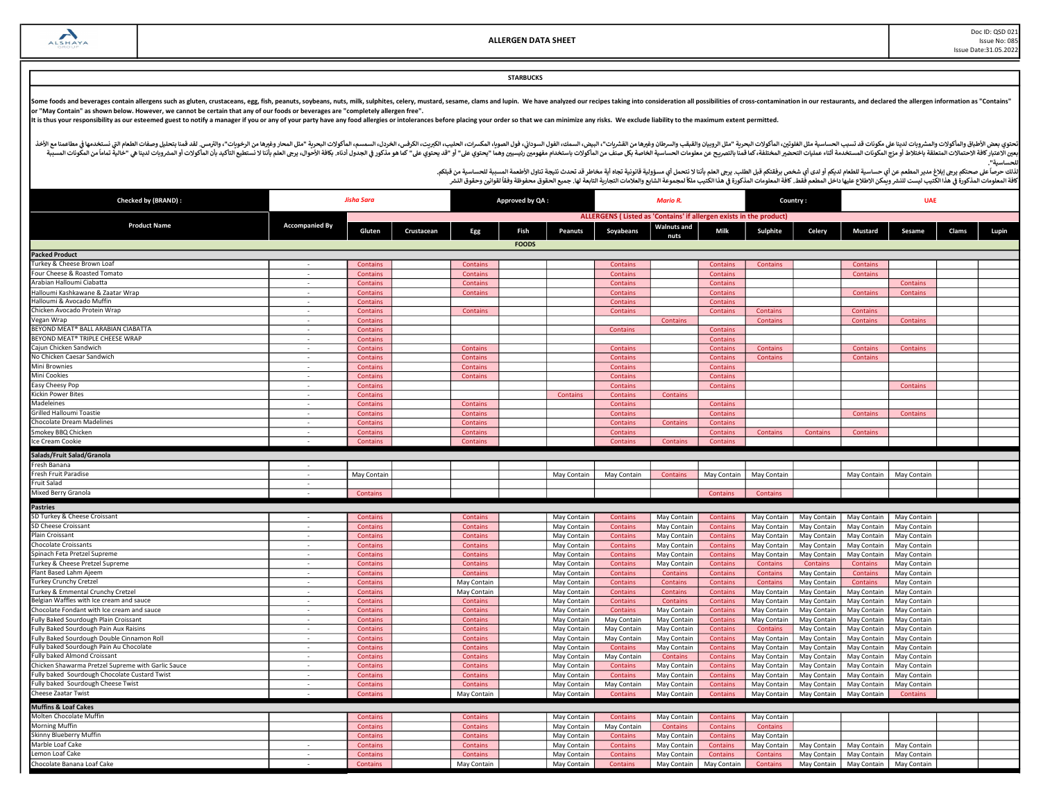| ALSHAYA GROUP | ALLERGEN DATA SHEET | Doc ID: QSD 021<br>Issue No: 085<br>Issue Date:31.05.2022 |
|---|---|---|

**STARBUCKS**

**Some foods and beverages contain allergens such as gluten, crustaceans, egg, fish, peanuts, soybeans, nuts, milk, sulphites, celery, mustard, sesame, clams and lupin. We have analyzed our recipes taking into consideration all possibilities of cross-contamination in our restaurants, and declared the allergen information as "Contains" or "May Contain" as shown below. However, we cannot be certain that any of our foods or beverages are "completely allergen free".**
**It is thus your responsibility as our esteemed guest to notify a manager if you or any of your party have any food allergies or intolerances before placing your order so that we can minimize any risks. We exclude liability to the maximum extent permitted.**

تحتوي بعض الأطباق والمأكولات والمشروبات لدينا على مكونات قد تسبب الحساسية مثل الغلوتين، المأكولات البحرية "مثل الروبيان والقبقب والسرطان وغيرها من القشريات"، البيض، السمك، الفول السوداني، فول الصويا، المكسرات، الحليب، الكبريت، الكرفس، الخردل، السمسم، المأكولات البحرية "مثل المحار وغيرها من الرخويات"، والترمس. لقد قمنا بتحليل وصفات الطعام التي نستخدمها في مطاعمنا مع الأخذ بعين الاعتبار كافة الاحتمالات المتعلقة باختلاط أو مزج المكونات المستخدمة أثناء عمليات التحضير المختلفة، كما قمنا بالتصريح عن معلومات الحساسية الخاصة بكل صنف من المأكولات باستخدام مفهومين رئيسيين وهما "يحتوي على" أو "قد يحتوي على" كما هو مذكور في الجدول أدناه. بكافة الأحوال، يرجى العلم بأننا لا نستطيع التأكيد بأن المأكولات أو المشروبات لدينا هي "خالية تماماً من المكونات المسببة للحساسية".

لذلك حرصاً على صحتكم يرجى إبلاغ مدير المطعم عن أي حساسية للطعام لديكم أو لدى أي شخص برفقتكم قبل الطلب. يرجى العلم بأننا لا نتحمل أي مسؤولية قانونية تجاه أية مخاطر قد تحدث نتيجة تناول الأطعمة المسببة للحساسية من قبلكم.
كافة المعلومات المذكورة في هذا الكتيب ليست للنشر ويمكن الاطلاع عليها داخل المطعم فقط. كافة المعلومات المذكورة في هذا الكتيب ملكاً لمجموعة الشايع والعلامات التجارية التابعة لها. جميع الحقوق محفوظة وفقاً لقوانين وحقوق النشر

| Checked by (BRAND) : | *Jisha Sara* | Approved by QA : | *Mario R.* | Country : | UAE |
|---|---|---|---|---|---|

| Product Name | Accompanied By | Gluten | Crustacean | Egg | Fish | Peanuts | Soyabeans | Walnuts and nuts | Milk | Sulphite | Celery | Mustard | Sesame | Clams | Lupin |
|---|---|---|---|---|---|---|---|---|---|---|---|---|---|---|---|
| | | ALLERGENS ( Listed as 'Contains' if allergen exists in the product) | | | | | | | | | | | | | |
| **FOODS** | | | | | | | | | | | | | | | |
| **Packed Product** | | | | | | | | | | | | | | | |
| Turkey & Cheese Brown Loaf | - | Contains | | Contains | | | Contains | | Contains | Contains | | Contains | | | |
| Four Cheese & Roasted Tomato | - | Contains | | Contains | | | Contains | | Contains | | | Contains | | | |
| Arabian Halloumi Ciabatta | - | Contains | | Contains | | | Contains | | Contains | | | | Contains | | |
| Halloumi Kashkawane & Zaatar Wrap | - | Contains | | Contains | | | Contains | | Contains | | | Contains | Contains | | |
| Halloumi & Avocado Muffin | - | Contains | | | | | Contains | | Contains | | | | | | |
| Chicken Avocado Protein Wrap | - | Contains | | Contains | | | Contains | | Contains | Contains | | Contains | | | |
| Vegan Wrap | - | Contains | | | | | | Contains | | Contains | | Contains | Contains | | |
| BEYOND MEAT® BALL ARABIAN CIABATTA | - | Contains | | | | | Contains | | Contains | | | | | | |
| BEYOND MEAT® TRIPLE CHEESE WRAP | - | Contains | | | | | | | Contains | | | | | | |
| Cajun Chicken Sandwich | - | Contains | | Contains | | | Contains | | Contains | Contains | | Contains | Contains | | |
| No Chicken Caesar Sandwich | - | Contains | | Contains | | | Contains | | Contains | Contains | | Contains | | | |
| Mini Brownies | - | Contains | | Contains | | | Contains | | Contains | | | | | | |
| Mini Cookies | - | Contains | | Contains | | | Contains | | Contains | | | | | | |
| Easy Cheesy Pop | - | Contains | | | | | Contains | | Contains | | | | Contains | | |
| Kickin Power Bites | - | Contains | | | | Contains | Contains | Contains | | | | | | | |
| Madeleines | - | Contains | | Contains | | | Contains | | Contains | | | | | | |
| Grilled Halloumi Toastie | - | Contains | | Contains | | | Contains | | Contains | | | Contains | Contains | | |
| Chocolate Dream Madelines | - | Contains | | Contains | | | Contains | Contains | Contains | | | | | | |
| Smokey BBQ Chicken | - | Contains | | Contains | | | Contains | | Contains | Contains | Contains | Contains | | | |
| Ice Cream Cookie | - | Contains | | Contains | | | Contains | Contains | Contains | | | | | | |
| **Salads/Fruit Salad/Granola** | | | | | | | | | | | | | | | |
| Fresh Banana | - | | | | | | | | | | | | | | |
| Fresh Fruit Paradise | - | May Contain | | | | May Contain | May Contain | Contains | May Contain | May Contain | | May Contain | May Contain | | |
| Fruit Salad | - | | | | | | | | | | | | | | |
| Mixed Berry Granola | - | Contains | | | | | | | Contains | Contains | | | | | |
| **Pastries** | | | | | | | | | | | | | | | |
| SD Turkey & Cheese Croissant | - | Contains | | Contains | | May Contain | Contains | May Contain | Contains | May Contain | May Contain | May Contain | May Contain | | |
| SD Cheese Croissant | - | Contains | | Contains | | May Contain | Contains | May Contain | Contains | May Contain | May Contain | May Contain | May Contain | | |
| Plain Croissant | - | Contains | | Contains | | May Contain | Contains | May Contain | Contains | May Contain | May Contain | May Contain | May Contain | | |
| Chocolate Croissants | - | Contains | | Contains | | May Contain | Contains | May Contain | Contains | May Contain | May Contain | May Contain | May Contain | | |
| Spinach Feta Pretzel Supreme | - | Contains | | Contains | | May Contain | Contains | May Contain | Contains | May Contain | May Contain | May Contain | May Contain | | |
| Turkey & Cheese Pretzel Supreme | - | Contains | | Contains | | May Contain | Contains | May Contain | Contains | Contains | Contains | Contains | May Contain | | |
| Plant Based Lahm Ajeem | - | Contains | | Contains | | May Contain | Contains | Contains | Contains | Contains | May Contain | Contains | May Contain | | |
| Turkey Crunchy Cretzel | - | Contains | | May Contain | | May Contain | Contains | Contains | Contains | Contains | May Contain | Contains | May Contain | | |
| Turkey & Emmental Crunchy Cretzel | - | Contains | | May Contain | | May Contain | Contains | Contains | Contains | May Contain | May Contain | May Contain | May Contain | | |
| Belgian Waffles with Ice cream and sauce | - | Contains | | Contains | | May Contain | Contains | Contains | Contains | May Contain | May Contain | May Contain | May Contain | | |
| Chocolate Fondant with Ice cream and sauce | - | Contains | | Contains | | May Contain | Contains | May Contain | Contains | May Contain | May Contain | May Contain | May Contain | | |
| Fully Baked Sourdough Plain Croissant | - | Contains | | Contains | | May Contain | May Contain | May Contain | Contains | May Contain | May Contain | May Contain | May Contain | | |
| Fully Baked Sourdough Pain Aux Raisins | - | Contains | | Contains | | May Contain | May Contain | May Contain | Contains | Contains | May Contain | May Contain | May Contain | | |
| Fully Baked Sourdough Double Cinnamon Roll | - | Contains | | Contains | | May Contain | May Contain | May Contain | Contains | May Contain | May Contain | May Contain | May Contain | | |
| Fully baked Sourdough Pain Au Chocolate | - | Contains | | Contains | | May Contain | Contains | May Contain | Contains | May Contain | May Contain | May Contain | May Contain | | |
| Fully baked Almond Croissant | - | Contains | | Contains | | May Contain | May Contain | Contains | Contains | May Contain | May Contain | May Contain | May Contain | | |
| Chicken Shawarma Pretzel Supreme with Garlic Sauce | - | Contains | | Contains | | May Contain | Contains | May Contain | Contains | May Contain | May Contain | May Contain | May Contain | | |
| Fully baked Sourdough Chocolate Custard Twist | - | Contains | | Contains | | May Contain | Contains | May Contain | Contains | May Contain | May Contain | May Contain | May Contain | | |
| Fully baked Sourdough Cheese Twist | - | Contains | | Contains | | May Contain | May Contain | May Contain | Contains | May Contain | May Contain | May Contain | May Contain | | |
| Cheese Zaatar Twist | - | Contains | | May Contain | | May Contain | Contains | May Contain | Contains | May Contain | May Contain | May Contain | Contains | | |
| **Muffins & Loaf Cakes** | | | | | | | | | | | | | | | |
| Molten Chocolate Muffin | | Contains | | Contains | | May Contain | Contains | May Contain | Contains | May Contain | | | | | |
| Morning Muffin | | Contains | | Contains | | May Contain | May Contain | Contains | Contains | Contains | | | | | |
| Skinny Blueberry Muffin | | Contains | | Contains | | May Contain | Contains | May Contain | Contains | May Contain | | | | | |
| Marble Loaf Cake | - | Contains | | Contains | | May Contain | Contains | May Contain | Contains | May Contain | May Contain | May Contain | May Contain | | |
| Lemon Loaf Cake | - | Contains | | Contains | | May Contain | Contains | May Contain | Contains | Contains | May Contain | May Contain | May Contain | | |
| Chocolate Banana Loaf Cake | - | Contains | | May Contain | | May Contain | Contains | May Contain | May Contain | Contains | May Contain | May Contain | May Contain | | |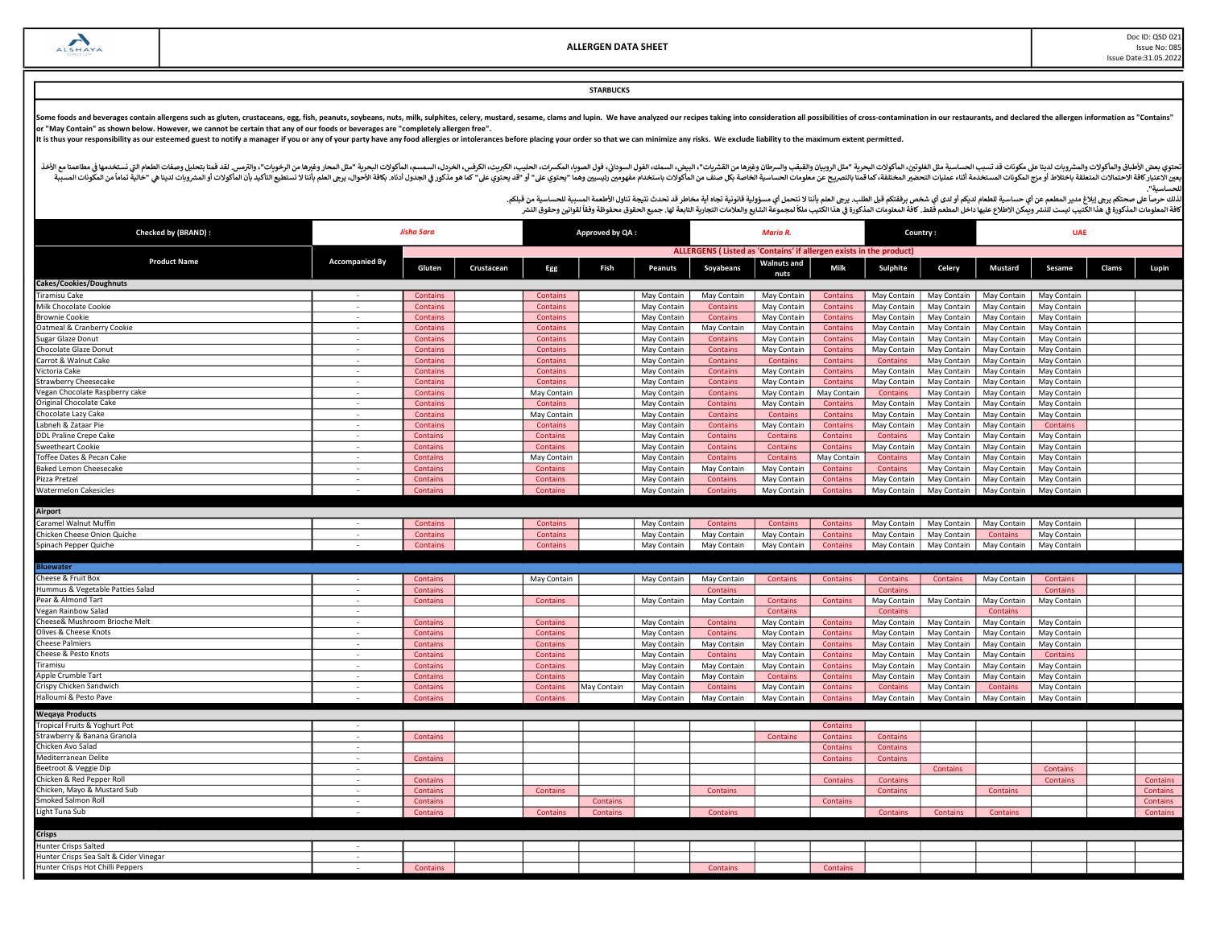ALSHAYA GROUP

# ALLERGEN DATA SHEET

Doc ID: QSD 021
Issue No: 085
Issue Date:31.05.2022

**STARBUCKS**

**Some foods and beverages contain allergens such as gluten, crustaceans, egg, fish, peanuts, soybeans, nuts, milk, sulphites, celery, mustard, sesame, clams and lupin. We have analyzed our recipes taking into consideration all possibilities of cross-contamination in our restaurants, and declared the allergen information as "Contains" or "May Contain" as shown below. However, we cannot be certain that any of our foods or beverages are "completely allergen free".**
**It is thus your responsibility as our esteemed guest to notify a manager if you or any of your party have any food allergies or intolerances before placing your order so that we can minimize any risks. We exclude liability to the maximum extent permitted.**

تحتوي بعض الأطباق والمأكولات والمشروبات لدينا على مكونات قد تسبب الحساسية مثل الغلوتين، المأكولات البحرية "مثل الروبيان والقبقب والسرطان وغيرها من القشريات"، البيض، السمك، الفول السوداني، فول الصويا، المكسرات، الحليب، الكبريت، الكرفس، الخردل، السمسم، المأكولات البحرية "مثل المحار وغيرها من الرخويات"، والترمس. لقد قمنا بتحليل وصفات الطعام التي نستخدمها في مطاعمنا مع الأخذ بعين الاعتبار كافة الاحتمالات المتعلقة باختلاط أو مزج المكونات المستخدمة أثناء عمليات التحضير المختلفة، كما قمنا بالتصريح عن معلومات الحساسية الخاصة بكل صنف من المأكولات باستخدام مفهومين رئيسيين وهما "يحتوي على" أو "قد يحتوي على" كما هو مذكور في الجدول أدناه. بكافة الأحوال، يرجى العلم بأننا لا نستطيع التأكيد بأن المأكولات أو المشروبات لدينا هي "خالية تماماً من المكونات المسببة للحساسية".

لذلك حرصاً على صحتكم يرجى إبلاغ مدير المطعم عن أي حساسية للطعام لديكم أو لدى أي شخص برفقتكم قبل الطلب. يرجى العلم بأننا لا نتحمل أي مسؤولية قانونية تجاه أية مخاطر قد تحدث نتيجة تناول الأطعمة المسببة للحساسية من قبلكم.
كافة المعلومات المذكورة في هذا الكتيب ليست للنشر ويمكن الاطلاع عليها داخل المطعم فقط. كافة المعلومات المذكورة في هذا الكتيب ملكاً لمجموعة الشايع والعلامات التجارية التابعة لها. جميع الحقوق محفوظة وفقاً لقوانين وحقوق النشر.

| Checked by (BRAND) : | Jisha Sara | Approved by QA : | Mario R. | Country : | UAE |
|---|---|---|---|---|---|

| Product Name | Accompanied By | ALLERGENS ( Listed as 'Contains' if allergen exists in the product) | | | | | | | | | | | | | |
|---|---|---|---|---|---|---|---|---|---|---|---|---|---|---|---|
| | | Gluten | Crustacean | Egg | Fish | Peanuts | Soyabeans | Walnuts and nuts | Milk | Sulphite | Celery | Mustard | Sesame | Clams | Lupin |
| **Cakes/Cookies/Doughnuts** | | | | | | | | | | | | | | | |
| Tiramisu Cake | - | Contains | | Contains | | May Contain | May Contain | May Contain | Contains | May Contain | May Contain | May Contain | May Contain | | |
| Milk Chocolate Cookie | - | Contains | | Contains | | May Contain | Contains | May Contain | Contains | May Contain | May Contain | May Contain | May Contain | | |
| Brownie Cookie | - | Contains | | Contains | | May Contain | Contains | May Contain | Contains | May Contain | May Contain | May Contain | May Contain | | |
| Oatmeal & Cranberry Cookie | - | Contains | | Contains | | May Contain | May Contain | May Contain | Contains | May Contain | May Contain | May Contain | May Contain | | |
| Sugar Glaze Donut | - | Contains | | Contains | | May Contain | Contains | May Contain | Contains | May Contain | May Contain | May Contain | May Contain | | |
| Chocolate Glaze Donut | - | Contains | | Contains | | May Contain | Contains | May Contain | Contains | May Contain | May Contain | May Contain | May Contain | | |
| Carrot & Walnut Cake | - | Contains | | Contains | | May Contain | Contains | Contains | Contains | Contains | May Contain | May Contain | May Contain | | |
| Victoria Cake | - | Contains | | Contains | | May Contain | Contains | May Contain | Contains | May Contain | May Contain | May Contain | May Contain | | |
| Strawberry Cheesecake | - | Contains | | Contains | | May Contain | Contains | May Contain | Contains | May Contain | May Contain | May Contain | May Contain | | |
| Vegan Chocolate Raspberry cake | - | Contains | | May Contain | | May Contain | Contains | May Contain | May Contain | Contains | May Contain | May Contain | May Contain | | |
| Original Chocolate Cake | - | Contains | | Contains | | May Contain | Contains | May Contain | Contains | May Contain | May Contain | May Contain | May Contain | | |
| Chocolate Lazy Cake | - | Contains | | May Contain | | May Contain | Contains | Contains | Contains | May Contain | May Contain | May Contain | May Contain | | |
| Labneh & Zaatar Pie | - | Contains | | Contains | | May Contain | Contains | May Contain | Contains | May Contain | May Contain | May Contain | Contains | | |
| DDL Praline Crepe Cake | - | Contains | | Contains | | May Contain | Contains | Contains | Contains | Contains | May Contain | May Contain | May Contain | | |
| Sweetheart Cookie | - | Contains | | Contains | | May Contain | Contains | Contains | Contains | May Contain | May Contain | May Contain | May Contain | | |
| Toffee Dates & Pecan Cake | - | Contains | | May Contain | | May Contain | Contains | Contains | May Contain | Contains | May Contain | May Contain | May Contain | | |
| Baked Lemon Cheesecake | - | Contains | | Contains | | May Contain | May Contain | May Contain | Contains | Contains | May Contain | May Contain | May Contain | | |
| Pizza Pretzel | - | Contains | | Contains | | May Contain | Contains | May Contain | Contains | May Contain | May Contain | May Contain | May Contain | | |
| Watermelon Cakesicles | - | Contains | | Contains | | May Contain | Contains | May Contain | Contains | May Contain | May Contain | May Contain | May Contain | | |
| **Airport** | | | | | | | | | | | | | | | |
| Caramel Walnut Muffin | - | Contains | | Contains | | May Contain | Contains | Contains | Contains | May Contain | May Contain | May Contain | May Contain | | |
| Chicken Cheese Onion Quiche | - | Contains | | Contains | | May Contain | May Contain | May Contain | Contains | May Contain | May Contain | Contains | May Contain | | |
| Spinach Pepper Quiche | - | Contains | | Contains | | May Contain | May Contain | May Contain | Contains | May Contain | May Contain | May Contain | May Contain | | |
| **Bluewater** | | | | | | | | | | | | | | | |
| Cheese & Fruit Box | - | Contains | | May Contain | | May Contain | May Contain | Contains | Contains | Contains | Contains | May Contain | Contains | | |
| Hummus & Vegetable Patties Salad | - | Contains | | | | | Contains | | | Contains | | | Contains | | |
| Pear & Almond Tart | - | Contains | | Contains | | May Contain | May Contain | Contains | Contains | May Contain | May Contain | May Contain | May Contain | | |
| Vegan Rainbow Salad | - | | | | | | | Contains | | Contains | | Contains | | | |
| Cheese& Mushroom Brioche Melt | - | Contains | | Contains | | May Contain | Contains | May Contain | Contains | May Contain | May Contain | May Contain | May Contain | | |
| Olives & Cheese Knots | - | Contains | | Contains | | May Contain | Contains | May Contain | Contains | May Contain | May Contain | May Contain | May Contain | | |
| Cheese Palmiers | - | Contains | | Contains | | May Contain | May Contain | May Contain | Contains | May Contain | May Contain | May Contain | May Contain | | |
| Cheese & Pesto Knots | - | Contains | | Contains | | May Contain | Contains | May Contain | Contains | May Contain | May Contain | May Contain | Contains | | |
| Tiramisu | - | Contains | | Contains | | May Contain | May Contain | May Contain | Contains | May Contain | May Contain | May Contain | May Contain | | |
| Apple Crumble Tart | - | Contains | | Contains | | May Contain | May Contain | Contains | Contains | May Contain | May Contain | May Contain | May Contain | | |
| Crispy Chicken Sandwich | - | Contains | | Contains | May Contain | May Contain | Contains | May Contain | Contains | Contains | May Contain | Contains | May Contain | | |
| Halloumi & Pesto Pave | - | Contains | | Contains | | May Contain | May Contain | May Contain | Contains | May Contain | May Contain | May Contain | May Contain | | |
| **Weqaya Products** | | | | | | | | | | | | | | | |
| Tropical Fruits & Yoghurt Post | - | | | | | | | | Contains | | | | | | |
| Strawberry & Banana Granola | - | Contains | | | | | | Contains | Contains | Contains | | | | | |
| Chicken Avo Salad | - | | | | | | | | Contains | Contains | | | | | |
| Mediterranean Delite | - | Contains | | | | | | | Contains | Contains | | | | | |
| Beetroot & Veggie Dip | - | | | | | | | | | | Contains | | Contains | | |
| Chicken & Red Pepper Roll | - | Contains | | | | | | | Contains | Contains | | | Contains | | Contains |
| Chicken, Mayo & Mustard Sub | - | Contains | | Contains | | | Contains | | | Contains | | Contains | | | Contains |
| Smoked Salmon Roll | - | Contains | | | Contains | | | | Contains | | | | | | Contains |
| Light Tuna Sub | - | Contains | | Contains | Contains | | Contains | | | Contains | Contains | Contains | | | Contains |
| **Crisps** | | | | | | | | | | | | | | | |
| Hunter Crisps Salted | - | | | | | | | | | | | | | | |
| Hunter Crisps Sea Salt & Cider Vinegar | - | | | | | | | | | | | | | | |
| Hunter Crisps Hot Chilli Peppers | - | Contains | | | | | Contains | | Contains | | | | | | |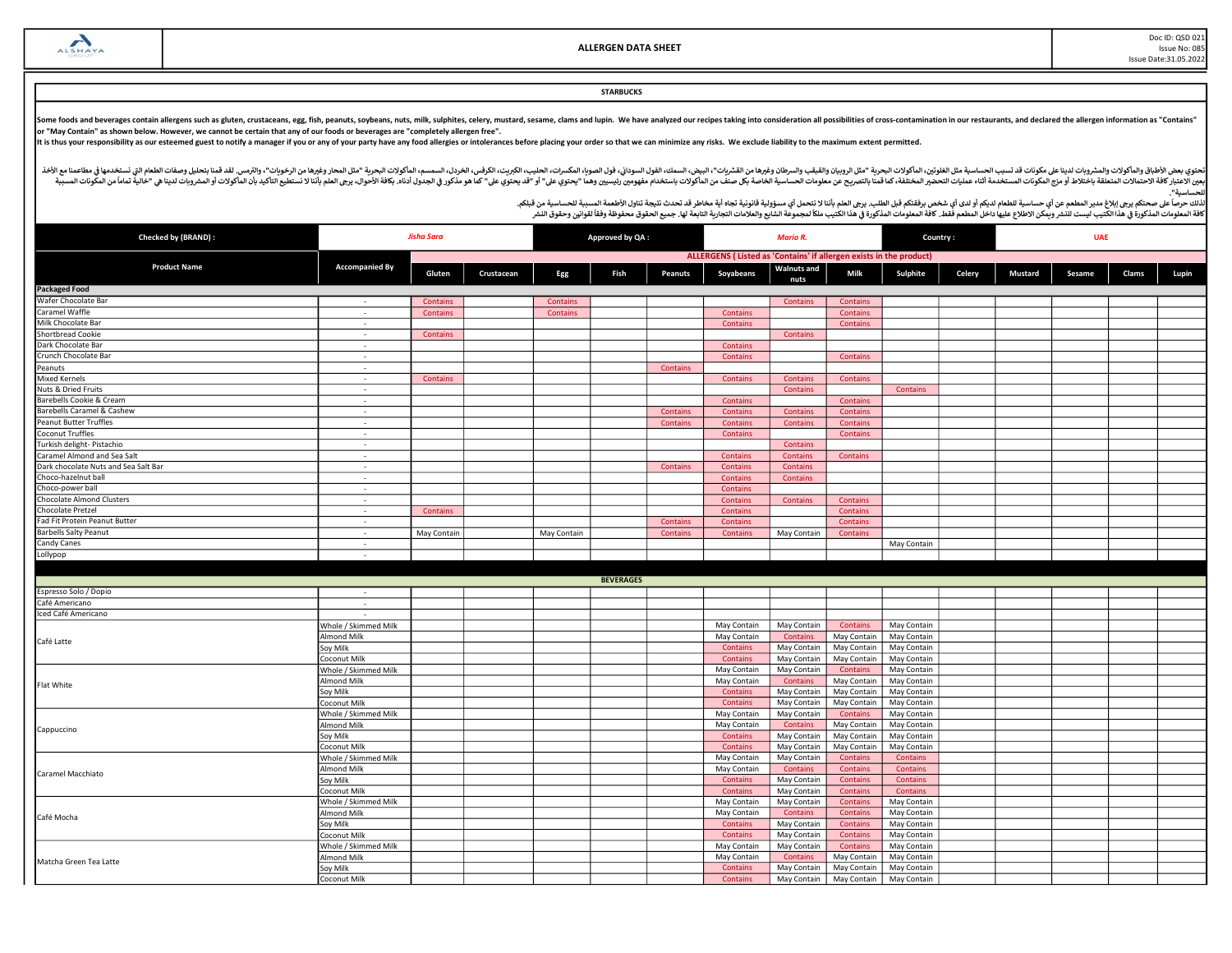**ALSHAYA GROUP**

# ALLERGEN DATA SHEET

Doc ID: QSD 021
Issue No: 085
Issue Date:31.05.2022

## STARBUCKS

**Some foods and beverages contain allergens such as gluten, crustaceans, egg, fish, peanuts, soybeans, nuts, milk, sulphites, celery, mustard, sesame, clams and lupin. We have analyzed our recipes taking into consideration all possibilities of cross-contamination in our restaurants, and declared the allergen information as "Contains" or "May Contain" as shown below. However, we cannot be certain that any of our foods or beverages are "completely allergen free".**
**It is thus your responsibility as our esteemed guest to notify a manager if you or any of your party have any food allergies or intolerances before placing your order so that we can minimize any risks. We exclude liability to the maximum extent permitted.**

تحتوي بعض الأطباق والمأكولات والمشروبات لدينا على مكونات قد تسبب الحساسية مثل الغلوتين، المأكولات البحرية "مثل الروبيان والقبقب والسرطان وغيرها من القشريات"، البيض، السمك، الفول السوداني، فول الصويا، المكسرات، الحليب، الكبريت، الكرفس، الخردل، السمسم، المأكولات البحرية "مثل المحار وغيرها من الرخويات"، والترمس. لقد قمنا بتحليل وصفات الطعام التي نستخدمها في مطاعمنا مع الأخذ بعين الاعتبار كافة الاحتمالات المتعلقة باختلاط أو مزج المكونات المستخدمة أثناء عمليات التحضير المختلفة، كما قمنا بالتصريح عن معلومات الحساسية الخاصة بكل صنف من المأكولات باستخدام مفهومين رئيسيين وهما "يحتوي على" أو "قد يحتوي على" كما هو مذكور في الجدول أدناه. بكافة الأحوال، يرجى العلم بأننا لا نستطيع التأكيد بأن المأكولات أو المشروبات لدينا هي "خالية تماماً من المكونات المسببة للحساسية".

لذلك حرصاً على صحتكم يرجى إبلاغ مدير المطعم عن أي حساسية للطعام لديكم أو لدى أي شخص برفقتكم قبل الطلب. يرجى العلم بأننا لا نتحمل أي مسؤولية قانونية تجاه أية مخاطر قد تحدث نتيجة تناول الأطعمة المسببة للحساسية من قبلكم.
كافة المعلومات المذكورة في هذا الكتيب ليست للنشر ويمكن الاطلاع عليها داخل المطعم فقط. كافة المعلومات المذكورة في هذا الكتيب ملكاً لمجموعة الشايع والعلامات التجارية التابعة لها. جميع الحقوق محفوظة وفقاً لقوانين وحقوق النشر.

| Checked by (BRAND) : | *Jisha Sara* | Approved by QA : | *Mario R.* | Country : | *UAE* |
|---|---|---|---|---|---|

| Product Name | Accompanied By | ALLERGENS ( Listed as 'Contains' if allergen exists in the product) | | | | | | | | | | | | | |
|---|---|---|---|---|---|---|---|---|---|---|---|---|---|---|---|
| | | Gluten | Crustacean | Egg | Fish | Peanuts | Soyabeans | Walnuts and nuts | Milk | Sulphite | Celery | Mustard | Sesame | Clams | Lupin |
| **Packaged Food** | | | | | | | | | | | | | | | |
| Wafer Chocolate Bar | - | Contains | | Contains | | | | Contains | Contains | | | | | | |
| Caramel Waffle | - | Contains | | Contains | | | Contains | | Contains | | | | | | |
| Milk Chocolate Bar | - | | | | | | Contains | | Contains | | | | | | |
| Shortbread Cookie | - | Contains | | | | | | Contains | | | | | | | |
| Dark Chocolate Bar | - | | | | | | Contains | | | | | | | | |
| Crunch Chocolate Bar | - | | | | | | Contains | | Contains | | | | | | |
| Peanuts | - | | | | | Contains | | | | | | | | | |
| Mixed Kernels | - | Contains | | | | | Contains | Contains | Contains | | | | | | |
| Nuts & Dried Fruits | - | | | | | | | Contains | | Contains | | | | | |
| Barebells Cookie & Cream | - | | | | | | Contains | | Contains | | | | | | |
| Barebells Caramel & Cashew | - | | | | | Contains | Contains | Contains | Contains | | | | | | |
| Peanut Butter Truffles | - | | | | | Contains | Contains | Contains | Contains | | | | | | |
| Coconut Truffles | - | | | | | | Contains | | Contains | | | | | | |
| Turkish delight- Pistachio | - | | | | | | | Contains | | | | | | | |
| Caramel Almond and Sea Salt | - | | | | | | Contains | Contains | Contains | | | | | | |
| Dark chocolate Nuts and Sea Salt Bar | - | | | | | Contains | Contains | Contains | | | | | | | |
| Choco-hazelnut ball | - | | | | | | Contains | Contains | | | | | | | |
| Choco-power ball | - | | | | | | Contains | | | | | | | | |
| Chocolate Almond Clusters | - | | | | | | Contains | Contains | Contains | | | | | | |
| Chocolate Pretzel | - | Contains | | | | | Contains | | Contains | | | | | | |
| Fad Fit Protein Peanut Butter | - | | | | | Contains | Contains | | Contains | | | | | | |
| Barbells Salty Peanut | - | May Contain | | May Contain | | Contains | Contains | May Contain | Contains | | | | | | |
| Candy Canes | - | | | | | | | | | May Contain | | | | | |
| Lollypop | - | | | | | | | | | | | | | | |
| **BEVERAGES** | | | | | | | | | | | | | | | |
| Espresso Solo / Dopio | - | | | | | | | | | | | | | | |
| Café Americano | - | | | | | | | | | | | | | | |
| Iced Café Americano | - | | | | | | | | | | | | | | |
| Café Latte | Whole / Skimmed Milk | | | | | | May Contain | May Contain | Contains | May Contain | | | | | |
| | Almond Milk | | | | | | May Contain | Contains | May Contain | May Contain | | | | | |
| | Soy Milk | | | | | | Contains | May Contain | May Contain | May Contain | | | | | |
| | Coconut Milk | | | | | | Contains | May Contain | May Contain | May Contain | | | | | |
| Flat White | Whole / Skimmed Milk | | | | | | May Contain | May Contain | Contains | May Contain | | | | | |
| | Almond Milk | | | | | | May Contain | Contains | May Contain | May Contain | | | | | |
| | Soy Milk | | | | | | Contains | May Contain | May Contain | May Contain | | | | | |
| | Coconut Milk | | | | | | Contains | May Contain | May Contain | May Contain | | | | | |
| Cappuccino | Whole / Skimmed Milk | | | | | | May Contain | May Contain | Contains | May Contain | | | | | |
| | Almond Milk | | | | | | May Contain | Contains | May Contain | May Contain | | | | | |
| | Soy Milk | | | | | | Contains | May Contain | May Contain | May Contain | | | | | |
| | Coconut Milk | | | | | | Contains | May Contain | May Contain | May Contain | | | | | |
| Caramel Macchiato | Whole / Skimmed Milk | | | | | | May Contain | May Contain | Contains | Contains | | | | | |
| | Almond Milk | | | | | | May Contain | Contains | Contains | Contains | | | | | |
| | Soy Milk | | | | | | Contains | May Contain | Contains | Contains | | | | | |
| | Coconut Milk | | | | | | Contains | May Contain | Contains | Contains | | | | | |
| Café Mocha | Whole / Skimmed Milk | | | | | | May Contain | May Contain | Contains | May Contain | | | | | |
| | Almond Milk | | | | | | May Contain | Contains | Contains | May Contain | | | | | |
| | Soy Milk | | | | | | Contains | May Contain | Contains | May Contain | | | | | |
| | Coconut Milk | | | | | | Contains | May Contain | Contains | May Contain | | | | | |
| Matcha Green Tea Latte | Whole / Skimmed Milk | | | | | | May Contain | May Contain | Contains | May Contain | | | | | |
| | Almond Milk | | | | | | May Contain | Contains | May Contain | May Contain | | | | | |
| | Soy Milk | | | | | | Contains | May Contain | May Contain | May Contain | | | | | |
| | Coconut Milk | | | | | | Contains | May Contain | May Contain | May Contain | | | | | |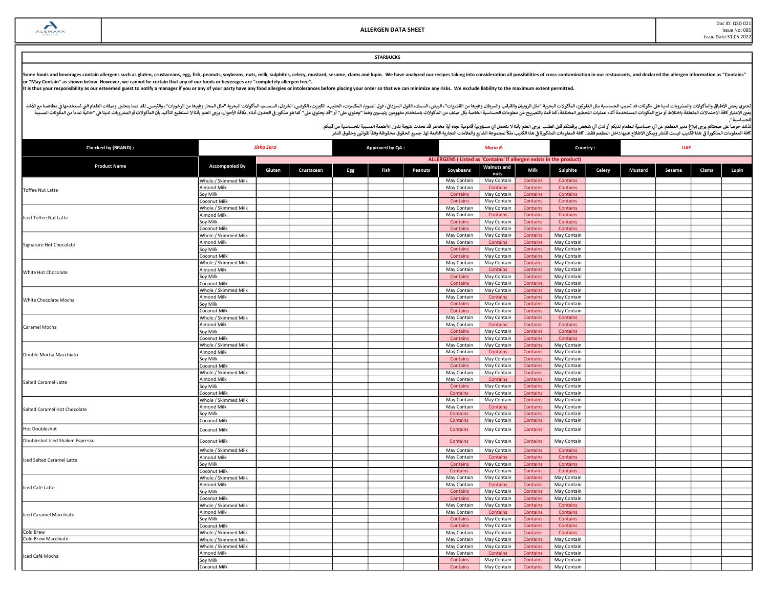| ALSHAYA GROUP | ALLERGEN DATA SHEET | Doc ID: QSD 021 Issue No: 085 Issue Date:31.05.2022 |
|---|---|---|

**STARBUCKS**

**Some foods and beverages contain allergens such as gluten, crustaceans, egg, fish, peanuts, soybeans, nuts, milk, sulphites, celery, mustard, sesame, clams and lupin. We have analyzed our recipes taking into consideration all possibilities of cross-contamination in our restaurants, and declared the allergen information as "Contains" or "May Contain" as shown below. However, we cannot be certain that any of our foods or beverages are "completely allergen free".**
**It is thus your responsibility as our esteemed guest to notify a manager if you or any of your party have any food allergies or intolerances before placing your order so that we can minimize any risks. We exclude liability to the maximum extent permitted.**

تحتوي بعض الأطباق والمأكولات والمشروبات لدينا على مكونات قد تسبب الحساسية مثل الغلوتين، المأكولات البحرية "مثل الروبيان والقبقب والسرطان وغيرها من القشريات"، البيض، السمك، الفول السوداني، فول الصويا، المكسرات، الحليب، الكبريت، الكرفس، الخردل، السمسم، المأكولات البحرية "مثل المحار وغيرها من الرخويات"، والترمس. لقد قمنا بتحليل وصفات الطعام التي نستخدمها في مطاعمنا مع الأخذ بعين الاعتبار كافة الاحتمالات المتعلقة باختلاط أو مزج المكونات المستخدمة أثناء عمليات التحضير المختلفة، كما قمنا بالتصريح عن معلومات الحساسية الخاصة بكل صنف من المأكولات باستخدام مفهومين رئيسيين وهما "يحتوي على" أو "قد يحتوي على" كما هو مذكور في الجدول أدناه. بكافة الأحوال، يرجى العلم بأننا لا نستطيع التأكيد بأن المأكولات أو المشروبات لدينا هي "خالية تماماً من المكونات المسببة للحساسية".
لذلك حرصاً على صحتكم يرجى إبلاغ مدير المطعم عن أي حساسية للطعام لديكم أو لدى أي شخص برفقتكم قبل الطلب. يرجى العلم بأننا لا نتحمل أي مسؤولية قانونية تجاه أية مخاطر قد تحدث نتيجة تناول الأطعمة المسببة للحساسية من قبلكم.
كافة المعلومات المذكورة في هذا الكتيب ليست للنشر ويمكن الاطلاع عليها داخل المطعم فقط. كافة المعلومات المذكورة في هذا الكتيب ملكاً لمجموعة الشايع والعلامات التجارية التابعة لها. جميع الحقوق محفوظة وفقاً لقوانين وحقوق النشر

| Checked by (BRAND) : | Jisha Sara | Approved by QA : | Mario R. | Country : | UAE |
|---|---|---|---|---|---|

| Product Name | Accompanied By | Gluten | Crustacean | Egg | Fish | Peanuts | Soyabeans | Walnuts and nuts | Milk | Sulphite | Celery | Mustard | Sesame | Clams | Lupin |
|---|---|---|---|---|---|---|---|---|---|---|---|---|---|---|---|
| | | ALLERGENS ( Listed as 'Contains' if allergen exists in the product) | | | | | | | | | | | | | |
| Toffee Nut Latte | Whole / Skimmed Milk | | | | | | May Contain | May Contain | Contains | Contains | | | | | |
| | Almond Milk | | | | | | May Contain | Contains | Contains | Contains | | | | | |
| | Soy Milk | | | | | | Contains | May Contain | Contains | Contains | | | | | |
| | Coconut Milk | | | | | | Contains | May Contain | Contains | Contains | | | | | |
| Iced Toffee Nut Latte | Whole / Skimmed Milk | | | | | | May Contain | May Contain | Contains | Contains | | | | | |
| | Almond Milk | | | | | | May Contain | Contains | Contains | Contains | | | | | |
| | Soy Milk | | | | | | Contains | May Contain | Contains | Contains | | | | | |
| | Coconut Milk | | | | | | Contains | May Contain | Contains | Contains | | | | | |
| Signature Hot Chocolate | Whole / Skimmed Milk | | | | | | May Contain | May Contain | Contains | May Contain | | | | | |
| | Almond Milk | | | | | | May Contain | Contains | Contains | May Contain | | | | | |
| | Soy Milk | | | | | | Contains | May Contain | Contains | May Contain | | | | | |
| | Coconut Milk | | | | | | Contains | May Contain | Contains | May Contain | | | | | |
| White Hot Chocolate | Whole / Skimmed Milk | | | | | | May Contain | May Contain | Contains | May Contain | | | | | |
| | Almond Milk | | | | | | May Contain | Contains | Contains | May Contain | | | | | |
| | Soy Milk | | | | | | Contains | May Contain | Contains | May Contain | | | | | |
| | Coconut Milk | | | | | | Contains | May Contain | Contains | May Contain | | | | | |
| White Chocolate Mocha | Whole / Skimmed Milk | | | | | | May Contain | May Contain | Contains | May Contain | | | | | |
| | Almond Milk | | | | | | May Contain | Contains | Contains | May Contain | | | | | |
| | Soy Milk | | | | | | Contains | May Contain | Contains | May Contain | | | | | |
| | Coconut Milk | | | | | | Contains | May Contain | Contains | May Contain | | | | | |
| Caramel Mocha | Whole / Skimmed Milk | | | | | | May Contain | May Contain | Contains | Contains | | | | | |
| | Almond Milk | | | | | | May Contain | Contains | Contains | Contains | | | | | |
| | Soy Milk | | | | | | Contains | May Contain | Contains | Contains | | | | | |
| | Coconut Milk | | | | | | Contains | May Contain | Contains | Contains | | | | | |
| Double Mocha Macchiato | Whole / Skimmed Milk | | | | | | May Contain | May Contain | Contains | May Contain | | | | | |
| | Almond Milk | | | | | | May Contain | Contains | Contains | May Contain | | | | | |
| | Soy Milk | | | | | | Contains | May Contain | Contains | May Contain | | | | | |
| | Coconut Milk | | | | | | Contains | May Contain | Contains | May Contain | | | | | |
| Salted Caramel Latte | Whole / Skimmed Milk | | | | | | May Contain | May Contain | Contains | May Contain | | | | | |
| | Almond Milk | | | | | | May Contain | Contains | Contains | May Contain | | | | | |
| | Soy Milk | | | | | | Contains | May Contain | Contains | May Contain | | | | | |
| | Coconut Milk | | | | | | Contains | May Contain | Contains | May Contain | | | | | |
| Salted Caramel Hot Chocolate | Whole / Skimmed Milk | | | | | | May Contain | May Contain | Contains | May Contain | | | | | |
| | Almond Milk | | | | | | May Contain | Contains | Contains | May Contain | | | | | |
| | Soy Milk | | | | | | Contains | May Contain | Contains | May Contain | | | | | |
| | Coconut Milk | | | | | | Contains | May Contain | Contains | May Contain | | | | | |
| Hot Doubleshot | Coconut Milk | | | | | | Contains | May Contain | Contains | May Contain | | | | | |
| Doubleshot Iced Shaken Espresso | Coconut Milk | | | | | | Contains | May Contain | Contains | May Contain | | | | | |
| Iced Salted Caramel Latte | Whole / Skimmed Milk | | | | | | May Contain | May Contain | Contains | Contains | | | | | |
| | Almond Milk | | | | | | May Contain | Contains | Contains | Contains | | | | | |
| | Soy Milk | | | | | | Contains | May Contain | Contains | Contains | | | | | |
| | Coconut Milk | | | | | | Contains | May Contain | Contains | Contains | | | | | |
| Iced Café Latte | Whole / Skimmed Milk | | | | | | May Contain | May Contain | Contains | May Contain | | | | | |
| | Almond Milk | | | | | | May Contain | Contains | Contains | May Contain | | | | | |
| | Soy Milk | | | | | | Contains | May Contain | Contains | May Contain | | | | | |
| | Coconut Milk | | | | | | Contains | May Contain | Contains | May Contain | | | | | |
| Iced Caramel Macchiato | Whole / Skimmed Milk | | | | | | May Contain | May Contain | Contains | Contains | | | | | |
| | Almond Milk | | | | | | May Contain | Contains | Contains | Contains | | | | | |
| | Soy Milk | | | | | | Contains | May Contain | Contains | Contains | | | | | |
| | Coconut Milk | | | | | | Contains | May Contain | Contains | Contains | | | | | |
| Cold Brew | Whole / Skimmed Milk | | | | | | May Contain | May Contain | Contains | Contains | | | | | |
| Cold Brew Macchiato | Whole / Skimmed Milk | | | | | | May Contain | May Contain | Contains | May Contain | | | | | |
| Iced Café Mocha | Whole / Skimmed Milk | | | | | | May Contain | May Contain | Contains | May Contain | | | | | |
| | Almond Milk | | | | | | May Contain | Contains | Contains | May Contain | | | | | |
| | Soy Milk | | | | | | Contains | May Contain | Contains | May Contain | | | | | |
| | Coconut Milk | | | | | | Contains | May Contain | Contains | May Contain | | | | | |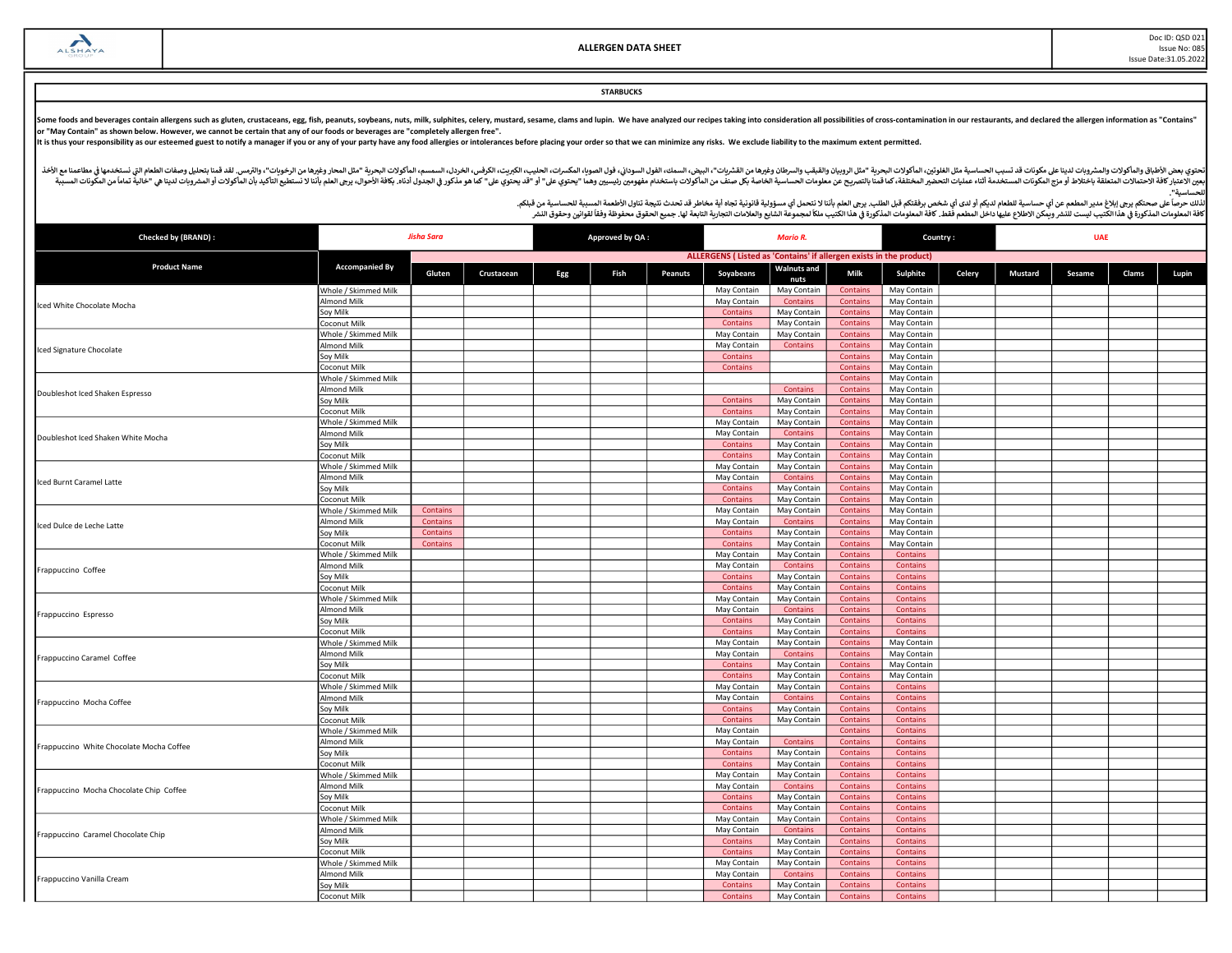| ALSHAYA GROUP | ALLERGEN DATA SHEET | Doc ID: QSD 021 Issue No: 085 Issue Date:31.05.2022 |
|---|---|---|

**STARBUCKS**

**Some foods and beverages contain allergens such as gluten, crustaceans, egg, fish, peanuts, soybeans, nuts, milk, sulphites, celery, mustard, sesame, clams and lupin. We have analyzed our recipes taking into consideration all possibilities of cross-contamination in our restaurants, and declared the allergen information as "Contains" or "May Contain" as shown below. However, we cannot be certain that any of our foods or beverages are "completely allergen free".**
**It is thus your responsibility as our esteemed guest to notify a manager if you or any of your party have any food allergies or intolerances before placing your order so that we can minimize any risks. We exclude liability to the maximum extent permitted.**

تحتوي بعض الأطباق والمأكولات والمشروبات لدينا على مكونات قد تسبب الحساسية مثل الغلوتين، المأكولات البحرية "مثل الروبيان والقبقب والسرطان وغيرها من القشريات"، البيض، السمك، الفول السوداني، فول الصويا، المكسرات، الحليب، الكبريت، الكرفس، الخردل، السمسم، المأكولات البحرية "مثل المحار وغيرها من الرخويات"، والترمس. لقد قمنا بتحليل وصفات الطعام التي نستخدمها في مطاعمنا مع الأخذ بعين الاعتبار كافة الاحتمالات المتعلقة باختلاط أو مزج المكونات المستخدمة أثناء عمليات التحضير المختلفة، كما قمنا بالتصريح عن معلومات الحساسية الخاصة بكل صنف من المأكولات باستخدام مفهومين رئيسيين وهما "يحتوي على" أو "قد يحتوي على" كما هو مذكور في الجدول أدناه. بكافة الأحوال، يرجى العلم بأننا لا نستطيع التأكيد بأن المأكولات أو المشروبات لدينا هي "خالية تماماً من المكونات المسببة للحساسية".
لذلك حرصاً على صحتكم يرجى إبلاغ مدير المطعم عن أي حساسية للطعام لديكم أو لدى أي شخص برفقتكم قبل الطلب. يرجى العلم بأننا لا نتحمل أي مسؤولية قانونية تجاه أية مخاطر قد تحدث نتيجة تناول الأطعمة المسببة للحساسية من قبلكم.
كافة المعلومات المذكورة في هذا الكتيب ليست للنشر ويمكن الاطلاع عليها داخل المطعم فقط. كافة المعلومات المذكورة في هذا الكتيب ملكاً لمجموعة الشايع والعلامات التجارية التابعة لها. جميع الحقوق محفوظة وفقاً لقوانين وحقوق النشر

| Checked by (BRAND) : | Jisha Sara | Approved by QA : | Mario R. | Country : | UAE |
|---|---|---|---|---|---|

| Product Name | Accompanied By | Gluten | Crustacean | Egg | Fish | Peanuts | Soyabeans | Walnuts and nuts | Milk | Sulphite | Celery | Mustard | Sesame | Clams | Lupin |
|---|---|---|---|---|---|---|---|---|---|---|---|---|---|---|---|
| | | ALLERGENS ( Listed as 'Contains' if allergen exists in the product) | | | | | | | | | | | | | |
| Iced White Chocolate Mocha | Whole / Skimmed Milk | | | | | | May Contain | May Contain | Contains | May Contain | | | | | |
| | Almond Milk | | | | | | May Contain | Contains | Contains | May Contain | | | | | |
| | Soy Milk | | | | | | Contains | May Contain | Contains | May Contain | | | | | |
| | Coconut Milk | | | | | | Contains | May Contain | Contains | May Contain | | | | | |
| Iced Signature Chocolate | Whole / Skimmed Milk | | | | | | May Contain | May Contain | Contains | May Contain | | | | | |
| | Almond Milk | | | | | | May Contain | Contains | Contains | May Contain | | | | | |
| | Soy Milk | | | | | | Contains | | Contains | May Contain | | | | | |
| | Coconut Milk | | | | | | Contains | | Contains | May Contain | | | | | |
| Doubleshot Iced Shaken Espresso | Whole / Skimmed Milk | | | | | | | | Contains | May Contain | | | | | |
| | Almond Milk | | | | | | | Contains | Contains | May Contain | | | | | |
| | Soy Milk | | | | | | Contains | May Contain | Contains | May Contain | | | | | |
| | Coconut Milk | | | | | | Contains | May Contain | Contains | May Contain | | | | | |
| Doubleshot Iced Shaken White Mocha | Whole / Skimmed Milk | | | | | | May Contain | May Contain | Contains | May Contain | | | | | |
| | Almond Milk | | | | | | May Contain | Contains | Contains | May Contain | | | | | |
| | Soy Milk | | | | | | Contains | May Contain | Contains | May Contain | | | | | |
| | Coconut Milk | | | | | | Contains | May Contain | Contains | May Contain | | | | | |
| Iced Burnt Caramel Latte | Whole / Skimmed Milk | | | | | | May Contain | May Contain | Contains | May Contain | | | | | |
| | Almond Milk | | | | | | May Contain | Contains | Contains | May Contain | | | | | |
| | Soy Milk | | | | | | Contains | May Contain | Contains | May Contain | | | | | |
| | Coconut Milk | | | | | | Contains | May Contain | Contains | May Contain | | | | | |
| Iced Dulce de Leche Latte | Whole / Skimmed Milk | Contains | | | | | May Contain | May Contain | Contains | May Contain | | | | | |
| | Almond Milk | Contains | | | | | May Contain | Contains | Contains | May Contain | | | | | |
| | Soy Milk | Contains | | | | | Contains | May Contain | Contains | May Contain | | | | | |
| | Coconut Milk | Contains | | | | | Contains | May Contain | Contains | May Contain | | | | | |
| Frappuccino Coffee | Whole / Skimmed Milk | | | | | | May Contain | May Contain | Contains | Contains | | | | | |
| | Almond Milk | | | | | | May Contain | Contains | Contains | Contains | | | | | |
| | Soy Milk | | | | | | Contains | May Contain | Contains | Contains | | | | | |
| | Coconut Milk | | | | | | Contains | May Contain | Contains | Contains | | | | | |
| Frappuccino Espresso | Whole / Skimmed Milk | | | | | | May Contain | May Contain | Contains | Contains | | | | | |
| | Almond Milk | | | | | | May Contain | Contains | Contains | Contains | | | | | |
| | Soy Milk | | | | | | Contains | May Contain | Contains | Contains | | | | | |
| | Coconut Milk | | | | | | Contains | May Contain | Contains | Contains | | | | | |
| Frappuccino Caramel Coffee | Whole / Skimmed Milk | | | | | | May Contain | May Contain | Contains | May Contain | | | | | |
| | Almond Milk | | | | | | May Contain | Contains | Contains | May Contain | | | | | |
| | Soy Milk | | | | | | Contains | May Contain | Contains | May Contain | | | | | |
| | Coconut Milk | | | | | | Contains | May Contain | Contains | May Contain | | | | | |
| Frappuccino Mocha Coffee | Whole / Skimmed Milk | | | | | | May Contain | May Contain | Contains | Contains | | | | | |
| | Almond Milk | | | | | | May Contain | Contains | Contains | Contains | | | | | |
| | Soy Milk | | | | | | Contains | May Contain | Contains | Contains | | | | | |
| | Coconut Milk | | | | | | Contains | May Contain | Contains | Contains | | | | | |
| Frappuccino White Chocolate Mocha Coffee | Whole / Skimmed Milk | | | | | | May Contain | | Contains | Contains | | | | | |
| | Almond Milk | | | | | | May Contain | Contains | Contains | Contains | | | | | |
| | Soy Milk | | | | | | Contains | May Contain | Contains | Contains | | | | | |
| | Coconut Milk | | | | | | Contains | May Contain | Contains | Contains | | | | | |
| Frappuccino Mocha Chocolate Chip Coffee | Whole / Skimmed Milk | | | | | | May Contain | May Contain | Contains | Contains | | | | | |
| | Almond Milk | | | | | | May Contain | Contains | Contains | Contains | | | | | |
| | Soy Milk | | | | | | Contains | May Contain | Contains | Contains | | | | | |
| | Coconut Milk | | | | | | Contains | May Contain | Contains | Contains | | | | | |
| Frappuccino Caramel Chocolate Chip | Whole / Skimmed Milk | | | | | | May Contain | May Contain | Contains | Contains | | | | | |
| | Almond Milk | | | | | | May Contain | Contains | Contains | Contains | | | | | |
| | Soy Milk | | | | | | Contains | May Contain | Contains | Contains | | | | | |
| | Coconut Milk | | | | | | Contains | May Contain | Contains | Contains | | | | | |
| Frappuccino Vanilla Cream | Whole / Skimmed Milk | | | | | | May Contain | May Contain | Contains | Contains | | | | | |
| | Almond Milk | | | | | | May Contain | Contains | Contains | Contains | | | | | |
| | Soy Milk | | | | | | Contains | May Contain | Contains | Contains | | | | | |
| | Coconut Milk | | | | | | Contains | May Contain | Contains | Contains | | | | | |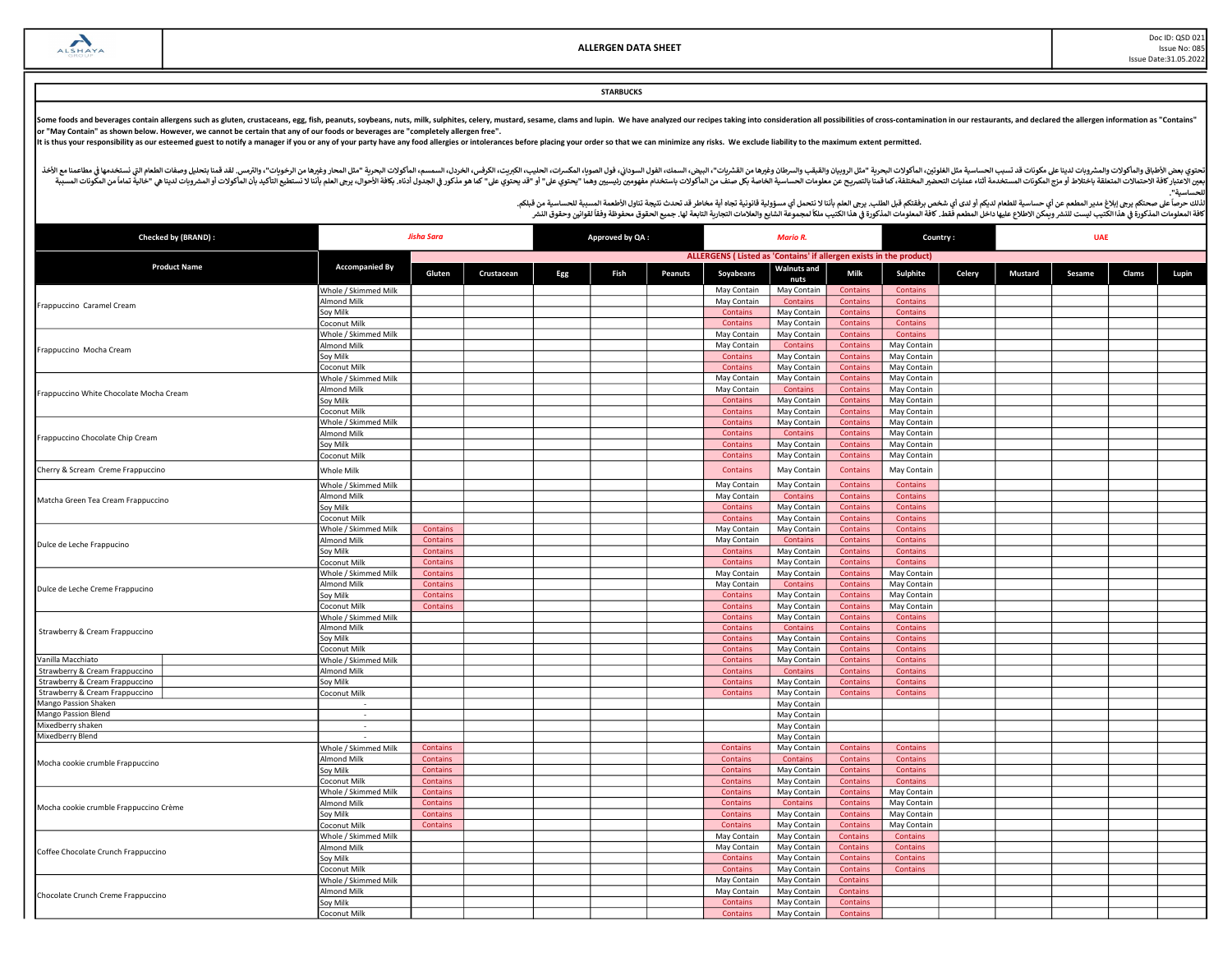| ALSHAYA GROUP | ALLERGEN DATA SHEET | Doc ID: QSD 021<br>Issue No: 085<br>Issue Date:31.05.2022 |
|---|---|---|

**STARBUCKS**

**Some foods and beverages contain allergens such as gluten, crustaceans, egg, fish, peanuts, soybeans, nuts, milk, sulphites, celery, mustard, sesame, clams and lupin. We have analyzed our recipes taking into consideration all possibilities of cross-contamination in our restaurants, and declared the allergen information as "Contains" or "May Contain" as shown below. However, we cannot be certain that any of our foods or beverages are "completely allergen free".**
**It is thus your responsibility as our esteemed guest to notify a manager if you or any of your party have any food allergies or intolerances before placing your order so that we can minimize any risks. We exclude liability to the maximum extent permitted.**

تحتوي بعض الأطباق والمأكولات والمشروبات لدينا على مكونات قد تسبب الحساسية مثل الغلوتين، المأكولات البحرية "مثل الروبيان والقبقب والسرطان وغيرها من القشريات"، البيض، السمك، الفول السوداني، فول الصويا، المكسرات، الحليب، الكبريت، الكرفس، الخردل، السمسم، المأكولات البحرية "مثل المحار وغيرها من الرخويات"، والترمس. لقد قمنا بتحليل وصفات الطعام التي نستخدمها في مطاعمنا مع الأخذ بعين الاعتبار كافة الاحتمالات المتعلقة باختلاط أو مزج المكونات المستخدمة أثناء عمليات التحضير المختلفة، كما قمنا بالتصريح عن معلومات الحساسية الخاصة بكل صنف من المأكولات باستخدام مفهومين رئيسيين وهما "يحتوي على" أو "قد يحتوي على" كما هو مذكور في الجدول أدناه. بكافة الأحوال، يرجى العلم بأننا لا نستطيع التأكيد بأن المأكولات أو المشروبات لدينا هي "خالية تماماً من المكونات المسببة للحساسية".
لذلك حرصاً على صحتكم يرجى إبلاغ مدير المطعم عن أي حساسية للطعام لديكم أو لدى أي شخص برفقتكم قبل الطلب. يرجى العلم بأننا لا نتحمل أي مسؤولية قانونية تجاه أية مخاطر قد تحدث نتيجة تناول الأطعمة المسببة للحساسية من قبلكم.
كافة المعلومات المذكورة في هذا الكتيب ليست للنشر ويمكن الاطلاع عليها داخل المطعم فقط. كافة المعلومات المذكورة في هذا الكتيب ملكاً لمجموعة الشايع والعلامات التجارية التابعة لها. جميع الحقوق محفوظة وفقاً لقوانين وحقوق النشر.

| Checked by (BRAND) : | *Jisha Sara* | Approved by QA : | *Mario R.* | Country : | *UAE* |
|---|---|---|---|---|---|

| Product Name | Accompanied By | ALLERGENS ( Listed as 'Contains' if allergen exists in the product) | | | | | | | | | | | | | |
|---|---|---|---|---|---|---|---|---|---|---|---|---|---|---|---|
| | | Gluten | Crustacean | Egg | Fish | Peanuts | Soyabeans | Walnuts and nuts | Milk | Sulphite | Celery | Mustard | Sesame | Clams | Lupin |
| Frappuccino Caramel Cream | Whole / Skimmed Milk | | | | | | May Contain | May Contain | Contains | Contains | | | | | |
| | Almond Milk | | | | | | May Contain | Contains | Contains | Contains | | | | | |
| | Soy Milk | | | | | | Contains | May Contain | Contains | Contains | | | | | |
| | Coconut Milk | | | | | | Contains | May Contain | Contains | Contains | | | | | |
| Frappuccino Mocha Cream | Whole / Skimmed Milk | | | | | | May Contain | May Contain | Contains | Contains | | | | | |
| | Almond Milk | | | | | | May Contain | Contains | Contains | May Contain | | | | | |
| | Soy Milk | | | | | | Contains | May Contain | Contains | May Contain | | | | | |
| | Coconut Milk | | | | | | Contains | May Contain | Contains | May Contain | | | | | |
| Frappuccino White Chocolate Mocha Cream | Whole / Skimmed Milk | | | | | | May Contain | May Contain | Contains | May Contain | | | | | |
| | Almond Milk | | | | | | May Contain | Contains | Contains | May Contain | | | | | |
| | Soy Milk | | | | | | Contains | May Contain | Contains | May Contain | | | | | |
| | Coconut Milk | | | | | | Contains | May Contain | Contains | May Contain | | | | | |
| Frappuccino Chocolate Chip Cream | Whole / Skimmed Milk | | | | | | Contains | May Contain | Contains | May Contain | | | | | |
| | Almond Milk | | | | | | Contains | Contains | Contains | May Contain | | | | | |
| | Soy Milk | | | | | | Contains | May Contain | Contains | May Contain | | | | | |
| | Coconut Milk | | | | | | Contains | May Contain | Contains | May Contain | | | | | |
| Cherry & Scream Creme Frappuccino | Whole Milk | | | | | | Contains | May Contain | Contains | May Contain | | | | | |
| Matcha Green Tea Cream Frappuccino | Whole / Skimmed Milk | | | | | | May Contain | May Contain | Contains | Contains | | | | | |
| | Almond Milk | | | | | | May Contain | Contains | Contains | Contains | | | | | |
| | Soy Milk | | | | | | Contains | May Contain | Contains | Contains | | | | | |
| | Coconut Milk | | | | | | Contains | May Contain | Contains | Contains | | | | | |
| Dulce de Leche Frappucino | Whole / Skimmed Milk | Contains | | | | | May Contain | May Contain | Contains | Contains | | | | | |
| | Almond Milk | Contains | | | | | May Contain | Contains | Contains | Contains | | | | | |
| | Soy Milk | Contains | | | | | Contains | May Contain | Contains | Contains | | | | | |
| | Coconut Milk | Contains | | | | | Contains | May Contain | Contains | Contains | | | | | |
| Dulce de Leche Creme Frappuccino | Whole / Skimmed Milk | Contains | | | | | May Contain | May Contain | Contains | May Contain | | | | | |
| | Almond Milk | Contains | | | | | May Contain | Contains | Contains | May Contain | | | | | |
| | Soy Milk | Contains | | | | | Contains | May Contain | Contains | May Contain | | | | | |
| | Coconut Milk | Contains | | | | | Contains | May Contain | Contains | May Contain | | | | | |
| Strawberry & Cream Frappuccino | Whole / Skimmed Milk | | | | | | Contains | May Contain | Contains | Contains | | | | | |
| | Almond Milk | | | | | | Contains | Contains | Contains | Contains | | | | | |
| | Soy Milk | | | | | | Contains | May Contain | Contains | Contains | | | | | |
| | Coconut Milk | | | | | | Contains | May Contain | Contains | Contains | | | | | |
| Vanilla Macchiato | Whole / Skimmed Milk | | | | | | Contains | May Contain | Contains | Contains | | | | | |
| Strawberry & Cream Frappuccino | Almond Milk | | | | | | Contains | Contains | Contains | Contains | | | | | |
| Strawberry & Cream Frappuccino | Soy Milk | | | | | | Contains | May Contain | Contains | Contains | | | | | |
| Strawberry & Cream Frappuccino | Coconut Milk | | | | | | Contains | May Contain | Contains | Contains | | | | | |
| Mango Passion Shaken | - | | | | | | | May Contain | | | | | | | |
| Mango Passion Blend | - | | | | | | | May Contain | | | | | | | |
| Mixedberry shaken | - | | | | | | | May Contain | | | | | | | |
| Mixedberry Blend | - | | | | | | | May Contain | | | | | | | |
| Mocha cookie crumble Frappuccino | Whole / Skimmed Milk | Contains | | | | | Contains | May Contain | Contains | Contains | | | | | |
| | Almond Milk | Contains | | | | | Contains | Contains | Contains | Contains | | | | | |
| | Soy Milk | Contains | | | | | Contains | May Contain | Contains | Contains | | | | | |
| | Coconut Milk | Contains | | | | | Contains | May Contain | Contains | Contains | | | | | |
| Mocha cookie crumble Frappuccino Crème | Whole / Skimmed Milk | Contains | | | | | Contains | May Contain | Contains | May Contain | | | | | |
| | Almond Milk | Contains | | | | | Contains | Contains | Contains | May Contain | | | | | |
| | Soy Milk | Contains | | | | | Contains | May Contain | Contains | May Contain | | | | | |
| | Coconut Milk | Contains | | | | | Contains | May Contain | Contains | May Contain | | | | | |
| Coffee Chocolate Crunch Frappuccino | Whole / Skimmed Milk | | | | | | May Contain | May Contain | Contains | Contains | | | | | |
| | Almond Milk | | | | | | May Contain | May Contain | Contains | Contains | | | | | |
| | Soy Milk | | | | | | Contains | May Contain | Contains | Contains | | | | | |
| | Coconut Milk | | | | | | Contains | May Contain | Contains | Contains | | | | | |
| Chocolate Crunch Creme Frappuccino | Whole / Skimmed Milk | | | | | | May Contain | May Contain | Contains | | | | | | |
| | Almond Milk | | | | | | May Contain | May Contain | Contains | | | | | | |
| | Soy Milk | | | | | | Contains | May Contain | Contains | | | | | | |
| | Coconut Milk | | | | | | Contains | May Contain | Contains | | | | | | |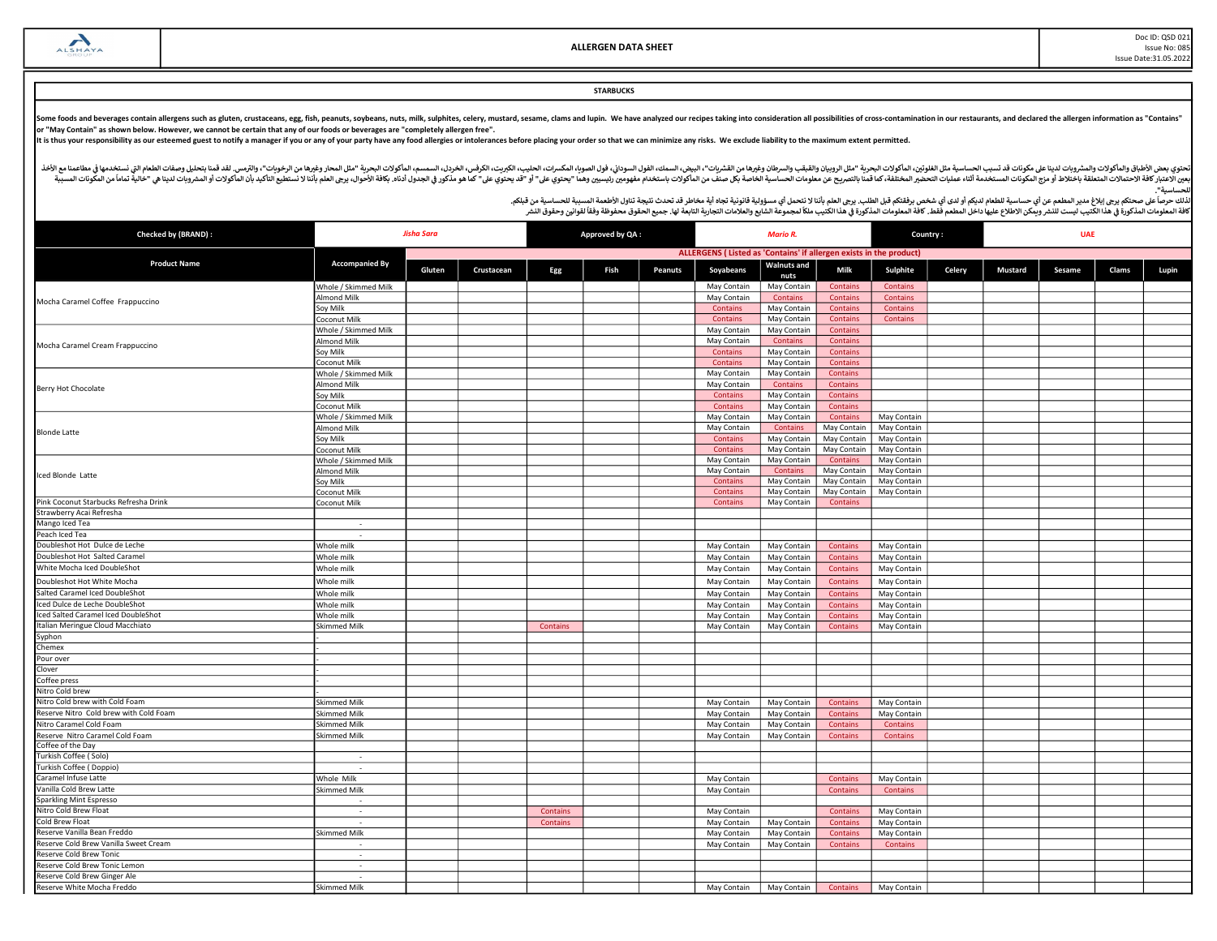| ALSHAYA GROUP | ALLERGEN DATA SHEET | Doc ID: QSD 021<br>Issue No: 085<br>Issue Date:31.05.2022 |
|---|---|---|

**STARBUCKS**

**Some foods and beverages contain allergens such as gluten, crustaceans, egg, fish, peanuts, soybeans, nuts, milk, sulphites, celery, mustard, sesame, clams and lupin. We have analyzed our recipes taking into consideration all possibilities of cross-contamination in our restaurants, and declared the allergen information as "Contains" or "May Contain" as shown below. However, we cannot be certain that any of our foods or beverages are "completely allergen free".**
**It is thus your responsibility as our esteemed guest to notify a manager if you or any of your party have any food allergies or intolerances before placing your order so that we can minimize any risks. We exclude liability to the maximum extent permitted.**

تحتوي بعض الأطباق والمأكولات والمشروبات لدينا على مكونات قد تسبب الحساسية مثل الغلوتين، المأكولات البحرية "مثل الروبيان والقبقب والسرطان وغيرها من القشريات"، البيض، السمك، الفول السوداني، فول الصويا، المكسرات، الحليب، الكبريت، الكرفس، الخردل، السمسم، المأكولات البحرية "مثل المحار وغيرها من الرخويات"، والترمس. لقد قمنا بتحليل وصفات الطعام التي نستخدمها في مطاعمنا مع الأخذ بعين الاعتبار كافة الاحتمالات المتعلقة باختلاط أو مزج المكونات المستخدمة أثناء عمليات التحضير المختلفة، كما قمنا بالتصريح عن معلومات الحساسية الخاصة بكل صنف من المأكولات باستخدام مفهومين رئيسيين وهما "يحتوي على" أو "قد يحتوي على" كما هو مذكور في الجدول أدناه. بكافة الأحوال، يرجى العلم بأننا لا نستطيع التأكيد بأن المأكولات أو المشروبات لدينا هي "خالية تماماً من المكونات المسببة للحساسية".
لذلك حرصاً على صحتكم يرجى إبلاغ مدير المطعم عن أي حساسية للطعام لديكم أو لدى أي شخص برفقتكم قبل الطلب. يرجى العلم بأننا لا نتحمل أي مسؤولية قانونية تجاه أية مخاطر قد تحدث نتيجة تناول الأطعمة المسببة للحساسية من قبلكم.
كافة المعلومات المذكورة في هذا الكتيب ليست للنشر ويمكن الاطلاع عليها داخل المطعم فقط. كافة المعلومات المذكورة في هذا الكتيب ملكاً لمجموعة الشايع والعلامات التجارية التابعة لها. جميع الحقوق محفوظة وفقاً لقوانين وحقوق النشر

| Checked by (BRAND) : | Jisha Sara | Approved by QA : | Mario R. | Country : | UAE |
|---|---|---|---|---|---|

| Product Name | Accompanied By | Gluten | Crustacean | Egg | Fish | Peanuts | Soyabeans | Walnuts and nuts | Milk | Sulphite | Celery | Mustard | Sesame | Clams | Lupin |
|---|---|---|---|---|---|---|---|---|---|---|---|---|---|---|---|
| | | ALLERGENS ( Listed as 'Contains' if allergen exists in the product) | | | | | | | | | | | | | |
| Mocha Caramel Coffee Frappuccino | Whole / Skimmed Milk | | | | | | May Contain | May Contain | Contains | Contains | | | | | |
| | Almond Milk | | | | | | May Contain | Contains | Contains | Contains | | | | | |
| | Soy Milk | | | | | | Contains | May Contain | Contains | Contains | | | | | |
| | Coconut Milk | | | | | | Contains | May Contain | Contains | Contains | | | | | |
| Mocha Caramel Cream Frappuccino | Whole / Skimmed Milk | | | | | | May Contain | May Contain | Contains | | | | | | |
| | Almond Milk | | | | | | May Contain | Contains | Contains | | | | | | |
| | Soy Milk | | | | | | Contains | May Contain | Contains | | | | | | |
| | Coconut Milk | | | | | | Contains | May Contain | Contains | | | | | | |
| Berry Hot Chocolate | Whole / Skimmed Milk | | | | | | May Contain | May Contain | Contains | | | | | | |
| | Almond Milk | | | | | | May Contain | Contains | Contains | | | | | | |
| | Soy Milk | | | | | | Contains | May Contain | Contains | | | | | | |
| | Coconut Milk | | | | | | Contains | May Contain | Contains | | | | | | |
| Blonde Latte | Whole / Skimmed Milk | | | | | | May Contain | May Contain | Contains | May Contain | | | | | |
| | Almond Milk | | | | | | May Contain | Contains | May Contain | May Contain | | | | | |
| | Soy Milk | | | | | | Contains | May Contain | May Contain | May Contain | | | | | |
| | Coconut Milk | | | | | | Contains | May Contain | May Contain | May Contain | | | | | |
| Iced Blonde Latte | Whole / Skimmed Milk | | | | | | May Contain | May Contain | Contains | May Contain | | | | | |
| | Almond Milk | | | | | | May Contain | Contains | May Contain | May Contain | | | | | |
| | Soy Milk | | | | | | Contains | May Contain | May Contain | May Contain | | | | | |
| | Coconut Milk | | | | | | Contains | May Contain | May Contain | May Contain | | | | | |
| Pink Coconut Starbucks Refresha Drink | Coconut Milk | | | | | | Contains | May Contain | Contains | | | | | | |
| Strawberry Acai Refresha | | | | | | | | | | | | | | | |
| Mango Iced Tea | - | | | | | | | | | | | | | | |
| Peach Iced Tea | - | | | | | | | | | | | | | | |
| Doubleshot Hot Dulce de Leche | Whole milk | | | | | | May Contain | May Contain | Contains | May Contain | | | | | |
| Doubleshot Hot Salted Caramel | Whole milk | | | | | | May Contain | May Contain | Contains | May Contain | | | | | |
| White Mocha Iced DoubleShot | Whole milk | | | | | | May Contain | May Contain | Contains | May Contain | | | | | |
| Doubleshot Hot White Mocha | Whole milk | | | | | | May Contain | May Contain | Contains | May Contain | | | | | |
| Salted Caramel Iced DoubleShot | Whole milk | | | | | | May Contain | May Contain | Contains | May Contain | | | | | |
| Iced Dulce de Leche DoubleShot | Whole milk | | | | | | May Contain | May Contain | Contains | May Contain | | | | | |
| Iced Salted Caramel Iced DoubleShot | Whole milk | | | | | | May Contain | May Contain | Contains | May Contain | | | | | |
| Italian Meringue Cloud Macchiato | Skimmed Milk | | | Contains | | | May Contain | May Contain | Contains | May Contain | | | | | |
| Syphon | - | | | | | | | | | | | | | | |
| Chemex | - | | | | | | | | | | | | | | |
| Pour over | - | | | | | | | | | | | | | | |
| Clover | - | | | | | | | | | | | | | | |
| Coffee press | - | | | | | | | | | | | | | | |
| Nitro Cold brew | - | | | | | | | | | | | | | | |
| Nitro Cold brew with Cold Foam | Skimmed Milk | | | | | | May Contain | May Contain | Contains | May Contain | | | | | |
| Reserve Nitro Cold brew with Cold Foam | Skimmed Milk | | | | | | May Contain | May Contain | Contains | May Contain | | | | | |
| Nitro Caramel Cold Foam | Skimmed Milk | | | | | | May Contain | May Contain | Contains | Contains | | | | | |
| Reserve Nitro Caramel Cold Foam | Skimmed Milk | | | | | | May Contain | May Contain | Contains | Contains | | | | | |
| Coffee of the Day | | | | | | | | | | | | | | | |
| Turkish Coffee ( Solo) | - | | | | | | | | | | | | | | |
| Turkish Coffee ( Doppio) | - | | | | | | | | | | | | | | |
| Caramel Infuse Latte | Whole Milk | | | | | | May Contain | | Contains | May Contain | | | | | |
| Vanilla Cold Brew Latte | Skimmed Milk | | | | | | May Contain | | Contains | Contains | | | | | |
| Sparkling Mint Espresso | - | | | | | | | | | | | | | | |
| Nitro Cold Brew Float | - | | | Contains | | | May Contain | | Contains | May Contain | | | | | |
| Cold Brew Float | - | | | Contains | | | May Contain | May Contain | Contains | May Contain | | | | | |
| Reserve Vanilla Bean Freddo | Skimmed Milk | | | | | | May Contain | May Contain | Contains | May Contain | | | | | |
| Reserve Cold Brew Vanilla Sweet Cream | - | | | | | | May Contain | May Contain | Contains | Contains | | | | | |
| Reserve Cold Brew Tonic | - | | | | | | | | | | | | | | |
| Reserve Cold Brew Tonic Lemon | - | | | | | | | | | | | | | | |
| Reserve Cold Brew Ginger Ale | - | | | | | | | | | | | | | | |
| Reserve White Mocha Freddo | Skimmed Milk | | | | | | May Contain | May Contain | Contains | May Contain | | | | | |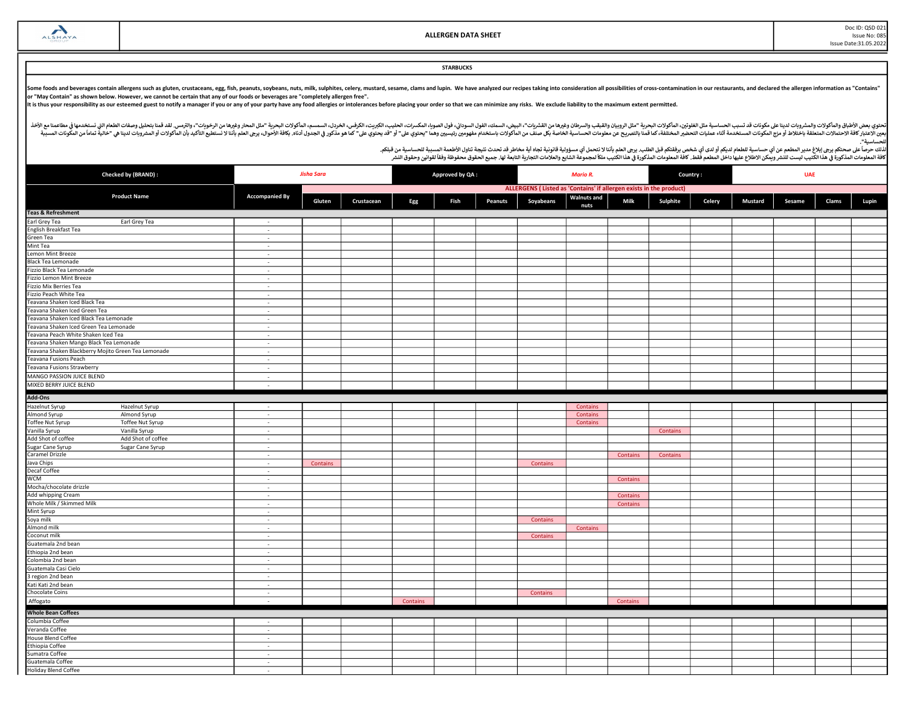ALSHAYA GROUP

# ALLERGEN DATA SHEET

Doc ID: QSD 021
Issue No: 085
Issue Date:31.05.2022

## STARBUCKS

**Some foods and beverages contain allergens such as gluten, crustaceans, egg, fish, peanuts, soybeans, nuts, milk, sulphites, celery, mustard, sesame, clams and lupin. We have analyzed our recipes taking into consideration all possibilities of cross-contamination in our restaurants, and declared the allergen information as "Contains" or "May Contain" as shown below. However, we cannot be certain that any of our foods or beverages are "completely allergen free".**
**It is thus your responsibility as our esteemed guest to notify a manager if you or any of your party have any food allergies or intolerances before placing your order so that we can minimize any risks. We exclude liability to the maximum extent permitted.**

**تحتوي بعض الأطباق والمأكولات والمشروبات لدينا على مكونات قد تسبب الحساسية مثل الغلوتين، المأكولات البحرية "مثل الروبيان والقبقب والسرطان وغيرها من القشريات"، البيض، السمك، الفول السوداني، فول الصويا، المكسرات، الحليب، الكبريت، الكرفس، الخردل، السمسم، المأكولات البحرية "مثل المحار وغيرها من الرخويات"، والترمس. لقد قمنا بتحليل وصفات الطعام التي نستخدمها في مطاعمنا مع الأخذ بعين الاعتبار كافة الاحتمالات المتعلقة باختلاط أو مزج المكونات المستخدمة أثناء عمليات التحضير المختلفة، كما قمنا بالتصريح عن معلومات الحساسية الخاصة بكل صنف من المأكولات باستخدام مفهومين رئيسيين وهما "يحتوي على" أو "قد يحتوي على" كما هو مذكور في الجدول أدناه. بكافة الأحوال، يرجى العلم بأننا لا نستطيع التأكيد بأن المأكولات أو المشروبات لدينا هي "خالية تماماً من المكونات المسببة للحساسية".**
**لذلك حرصاً على صحتكم يرجى إبلاغ مدير المطعم عن أي حساسية للطعام لديكم أو لدى أي شخص برفقتكم قبل الطلب. يرجى العلم بأننا لا نتحمل أي مسؤولية قانونية تجاه أية مخاطر قد تحدث نتيجة تناول الأطعمة المسببة للحساسية من قبلكم.**
**كافة المعلومات المذكورة في هذا الكتيب ليست للنشر ويمكن الاطلاع عليها داخل المطعم فقط. كافة المعلومات المذكورة في هذا الكتيب ملكاً لمجموعة الشايع والعلامات التجارية التابعة لها. جميع الحقوق محفوظة وفقاً لقوانين وحقوق النشر.**

| Checked by (BRAND) : | *Jisha Sara* | Approved by QA : | *Mario R.* | Country : | UAE |
|---|---|---|---|---|---|

| Product Name | Accompanied By | ALLERGENS ( Listed as 'Contains' if allergen exists in the product) | | | | | | | | | | | | | |
|---|---|---|---|---|---|---|---|---|---|---|---|---|---|---|---|
| | | Gluten | Crustacean | Egg | Fish | Peanuts | Soyabeans | Walnuts and nuts | Milk | Sulphite | Celery | Mustard | Sesame | Clams | Lupin |
| **Teas & Refreshment** | | | | | | | | | | | | | | | |
| Earl Grey Tea Earl Grey Tea | - | | | | | | | | | | | | | | |
| English Breakfast Tea | - | | | | | | | | | | | | | | |
| Green Tea | - | | | | | | | | | | | | | | |
| Mint Tea | - | | | | | | | | | | | | | | |
| Lemon Mint Breeze | - | | | | | | | | | | | | | | |
| Black Tea Lemonade | - | | | | | | | | | | | | | | |
| Fizzio Black Tea Lemonade | - | | | | | | | | | | | | | | |
| Fizzio Lemon Mint Breeze | - | | | | | | | | | | | | | | |
| Fizzio Mix Berries Tea | - | | | | | | | | | | | | | | |
| Fizzio Peach White Tea | - | | | | | | | | | | | | | | |
| Teavana Shaken Iced Black Tea | - | | | | | | | | | | | | | | |
| Teavana Shaken Iced Green Tea | - | | | | | | | | | | | | | | |
| Teavana Shaken Iced Black Tea Lemonade | - | | | | | | | | | | | | | | |
| Teavana Shaken Iced Green Tea Lemonade | - | | | | | | | | | | | | | | |
| Teavana Peach White Shaken Iced Tea | - | | | | | | | | | | | | | | |
| Teavana Shaken Mango Black Tea Lemonade | - | | | | | | | | | | | | | | |
| Teavana Shaken Blackberry Mojito Green Tea Lemonade | - | | | | | | | | | | | | | | |
| Teavana Fusions Peach | - | | | | | | | | | | | | | | |
| Teavana Fusions Strawberry | - | | | | | | | | | | | | | | |
| MANGO PASSION JUICE BLEND | - | | | | | | | | | | | | | | |
| MIXED BERRY JUICE BLEND | - | | | | | | | | | | | | | | |
| **Add-Ons** | | | | | | | | | | | | | | | |
| Hazelnut Syrup Hazelnut Syrup | - | | | | | | | Contains | | | | | | | |
| Almond Syrup Almond Syrup | - | | | | | | | Contains | | | | | | | |
| Toffee Nut Syrup Toffee Nut Syrup | - | | | | | | | Contains | | | | | | | |
| Vanilla Syrup Vanilla Syrup | - | | | | | | | | | Contains | | | | | |
| Add Shot of coffee Add Shot of coffee | - | | | | | | | | | | | | | | |
| Sugar Cane Syrup Sugar Cane Syrup | - | | | | | | | | | | | | | | |
| Caramel Drizzle | - | | | | | | | | Contains | Contains | | | | | |
| Java Chips | - | Contains | | | | | Contains | | | | | | | | |
| Decaf Coffee | - | | | | | | | | | | | | | | |
| WCM | - | | | | | | | | Contains | | | | | | |
| Mocha/chocolate drizzle | - | | | | | | | | | | | | | | |
| Add whipping Cream | - | | | | | | | | Contains | | | | | | |
| Whole Milk / Skimmed Milk | - | | | | | | | | Contains | | | | | | |
| Mint Syrup | - | | | | | | | | | | | | | | |
| Soya milk | - | | | | | | Contains | | | | | | | | |
| Almond milk | - | | | | | | | Contains | | | | | | | |
| Coconut milk | - | | | | | | Contains | | | | | | | | |
| Guatemala 2nd bean | - | | | | | | | | | | | | | | |
| Ethiopia 2nd bean | - | | | | | | | | | | | | | | |
| Colombia 2nd bean | - | | | | | | | | | | | | | | |
| Guatemala Casi Cielo | - | | | | | | | | | | | | | | |
| 3 region 2nd bean | - | | | | | | | | | | | | | | |
| Kati Kati 2nd bean | - | | | | | | | | | | | | | | |
| Chocolate Coins | - | | | | | | Contains | | | | | | | | |
| Affogato | - | | | Contains | | | | | Contains | | | | | | |
| **Whole Bean Coffees** | | | | | | | | | | | | | | | |
| Columbia Coffee | - | | | | | | | | | | | | | | |
| Veranda Coffee | - | | | | | | | | | | | | | | |
| House Blend Coffee | - | | | | | | | | | | | | | | |
| Ethiopia Coffee | - | | | | | | | | | | | | | | |
| Sumatra Coffee | - | | | | | | | | | | | | | | |
| Guatemala Coffee | - | | | | | | | | | | | | | | |
| Holiday Blend Coffee | - | | | | | | | | | | | | | | |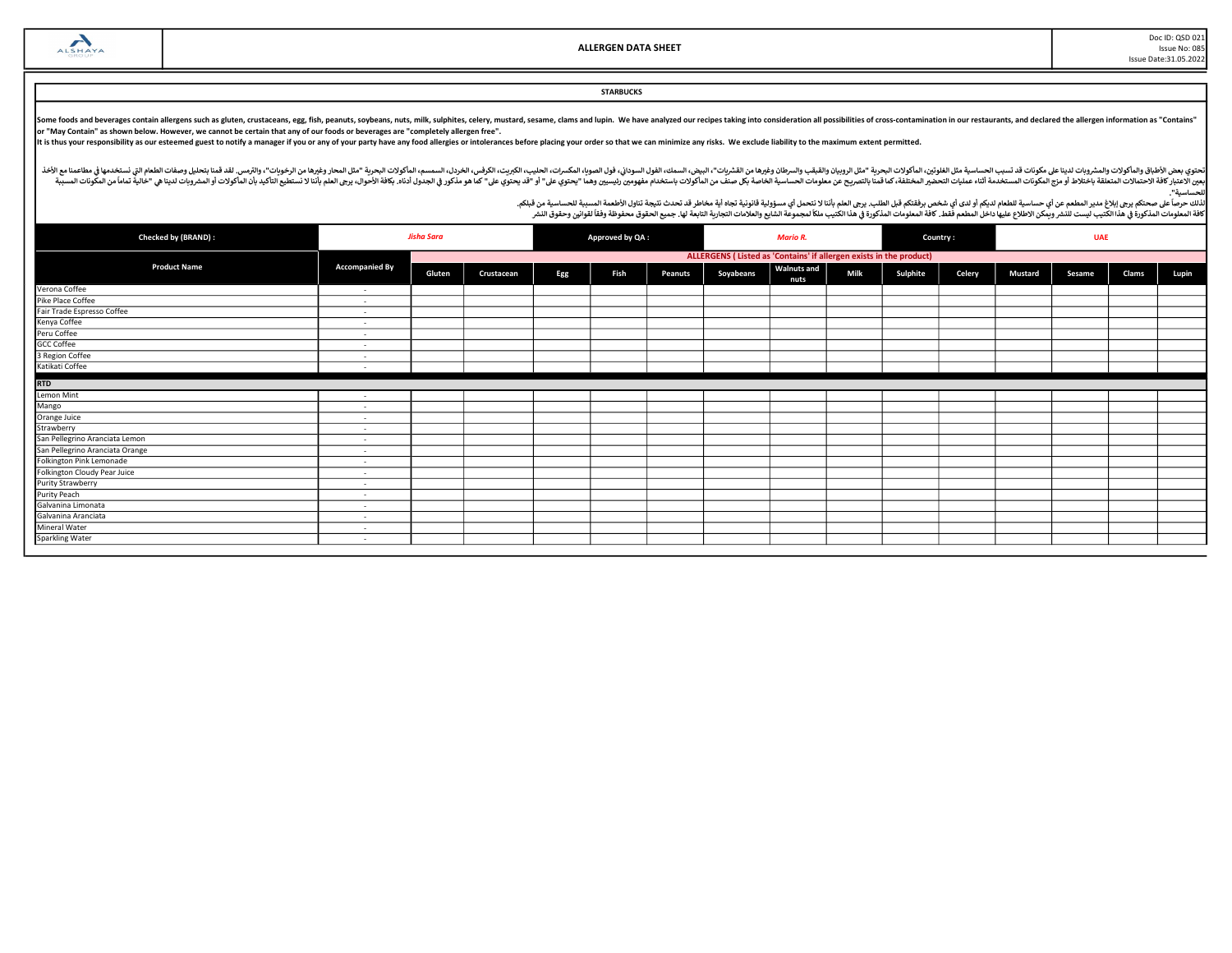ALSHAYA GROUP

# ALLERGEN DATA SHEET

Doc ID: QSD 021
Issue No: 085
Issue Date:31.05.2022

## STARBUCKS

**Some foods and beverages contain allergens such as gluten, crustaceans, egg, fish, peanuts, soybeans, nuts, milk, sulphites, celery, mustard, sesame, clams and lupin. We have analyzed our recipes taking into consideration all possibilities of cross-contamination in our restaurants, and declared the allergen information as "Contains" or "May Contain" as shown below. However, we cannot be certain that any of our foods or beverages are "completely allergen free".**

**It is thus your responsibility as our esteemed guest to notify a manager if you or any of your party have any food allergies or intolerances before placing your order so that we can minimize any risks. We exclude liability to the maximum extent permitted.**

تحتوي بعض الأطباق والمأكولات والمشروبات لدينا على مكونات قد تسبب الحساسية مثل الغلوتين، المأكولات البحرية "مثل الروبيان والقبقب والسرطان وغيرها من القشريات"، البيض، السمك، الفول السوداني، فول الصويا، المكسرات، الحليب، الكبريت، الكرفس، الخردل، السمسم، المأكولات البحرية "مثل المحار وغيرها من الرخويات"، والترمس. لقد قمنا بتحليل وصفات الطعام التي نستخدمها في مطاعمنا مع الأخذ بعين الاعتبار كافة الاحتمالات المتعلقة باختلاط أو مزج المكونات المستخدمة أثناء عمليات التحضير المختلفة، كما قمنا بالتصريح عن معلومات الحساسية الخاصة بكل صنف من المأكولات باستخدام مفهومين رئيسيين وهما "يحتوي على" أو "قد يحتوي على" كما هو مذكور في الجدول أدناه. بكافة الأحوال، يرجى العلم بأننا لا نستطيع التأكيد بأن المأكولات أو المشروبات لدينا هي "خالية تماماً من المكونات المسببة للحساسية".

لذلك حرصاً على صحتكم يرجى إبلاغ مدير المطعم عن أي حساسية للطعام لديكم أو لدى أي شخص برفقتكم قبل الطلب. يرجى العلم بأننا لا نتحمل أي مسؤولية قانونية تجاه أية مخاطر قد تحدث نتيجة تناول الأطعمة المسببة للحساسية من قبلكم.
كافة المعلومات المذكورة في هذا الكتيب ليست للنشر ويمكن الاطلاع عليها داخل المطعم فقط. كافة المعلومات المذكورة في هذا الكتيب ملكاً لمجموعة الشايع والعلامات التجارية التابعة لها. جميع الحقوق محفوظة وفقاً لقوانين وحقوق النشر

| Checked by (BRAND) : | | *Jisha Sara* | | | Approved by QA : | | | *Mario R.* | | | Country : | | | | UAE |
|---|---|---|---|---|---|---|---|---|---|---|---|---|---|---|---|
| **Product Name** | **Accompanied By** | ALLERGENS ( Listed as 'Contains' if allergen exists in the product) | | | | | | | | | | | | | |
| | | **Gluten** | **Crustacean** | **Egg** | **Fish** | **Peanuts** | **Soyabeans** | **Walnuts and nuts** | **Milk** | **Sulphite** | **Celery** | **Mustard** | **Sesame** | **Clams** | **Lupin** |
| Verona Coffee | - | | | | | | | | | | | | | | |
| Pike Place Coffee | - | | | | | | | | | | | | | | |
| Fair Trade Espresso Coffee | - | | | | | | | | | | | | | | |
| Kenya Coffee | - | | | | | | | | | | | | | | |
| Peru Coffee | - | | | | | | | | | | | | | | |
| GCC Coffee | - | | | | | | | | | | | | | | |
| 3 Region Coffee | - | | | | | | | | | | | | | | |
| Katikati Coffee | - | | | | | | | | | | | | | | |
| **RTD** | | | | | | | | | | | | | | | |
| Lemon Mint | - | | | | | | | | | | | | | | |
| Mango | - | | | | | | | | | | | | | | |
| Orange Juice | - | | | | | | | | | | | | | | |
| Strawberry | - | | | | | | | | | | | | | | |
| San Pellegrino Aranciata Lemon | - | | | | | | | | | | | | | | |
| San Pellegrino Aranciata Orange | - | | | | | | | | | | | | | | |
| Folkington Pink Lemonade | - | | | | | | | | | | | | | | |
| Folkington Cloudy Pear Juice | - | | | | | | | | | | | | | | |
| Purity Strawberry | - | | | | | | | | | | | | | | |
| Purity Peach | - | | | | | | | | | | | | | | |
| Galvanina Limonata | - | | | | | | | | | | | | | | |
| Galvanina Aranciata | - | | | | | | | | | | | | | | |
| Mineral Water | - | | | | | | | | | | | | | | |
| Sparkling Water | - | | | | | | | | | | | | | | |